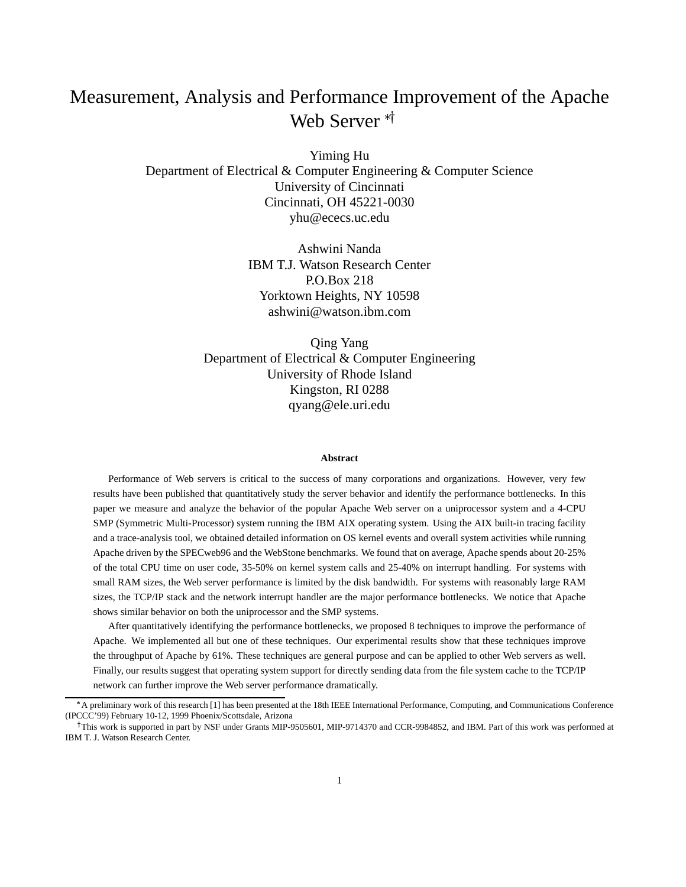# Measurement, Analysis and Performance Improvement of the Apache Web Server *†

Yiming Hu
Department of Electrical & Computer Engineering & Computer Science
University of Cincinnati
Cincinnati, OH 45221-0030
yhu@ececs.uc.edu

Ashwini Nanda
IBM T.J. Watson Research Center
P.O.Box 218
Yorktown Heights, NY 10598
ashwini@watson.ibm.com

Qing Yang
Department of Electrical & Computer Engineering
University of Rhode Island
Kingston, RI 0288
qyang@ele.uri.edu

**Abstract**

Performance of Web servers is critical to the success of many corporations and organizations. However, very few results have been published that quantitatively study the server behavior and identify the performance bottlenecks. In this paper we measure and analyze the behavior of the popular Apache Web server on a uniprocessor system and a 4-CPU SMP (Symmetric Multi-Processor) system running the IBM AIX operating system. Using the AIX built-in tracing facility and a trace-analysis tool, we obtained detailed information on OS kernel events and overall system activities while running Apache driven by the SPECweb96 and the WebStone benchmarks. We found that on average, Apache spends about 20-25% of the total CPU time on user code, 35-50% on kernel system calls and 25-40% on interrupt handling. For systems with small RAM sizes, the Web server performance is limited by the disk bandwidth. For systems with reasonably large RAM sizes, the TCP/IP stack and the network interrupt handler are the major performance bottlenecks. We notice that Apache shows similar behavior on both the uniprocessor and the SMP systems.

After quantitatively identifying the performance bottlenecks, we proposed 8 techniques to improve the performance of Apache. We implemented all but one of these techniques. Our experimental results show that these techniques improve the throughput of Apache by 61%. These techniques are general purpose and can be applied to other Web servers as well. Finally, our results suggest that operating system support for directly sending data from the file system cache to the TCP/IP network can further improve the Web server performance dramatically.

---

*A preliminary work of this research [1] has been presented at the 18th IEEE International Performance, Computing, and Communications Conference (IPCCC'99) February 10-12, 1999 Phoenix/Scottsdale, Arizona

†This work is supported in part by NSF under Grants MIP-9505601, MIP-9714370 and CCR-9984852, and IBM. Part of this work was performed at IBM T. J. Watson Research Center.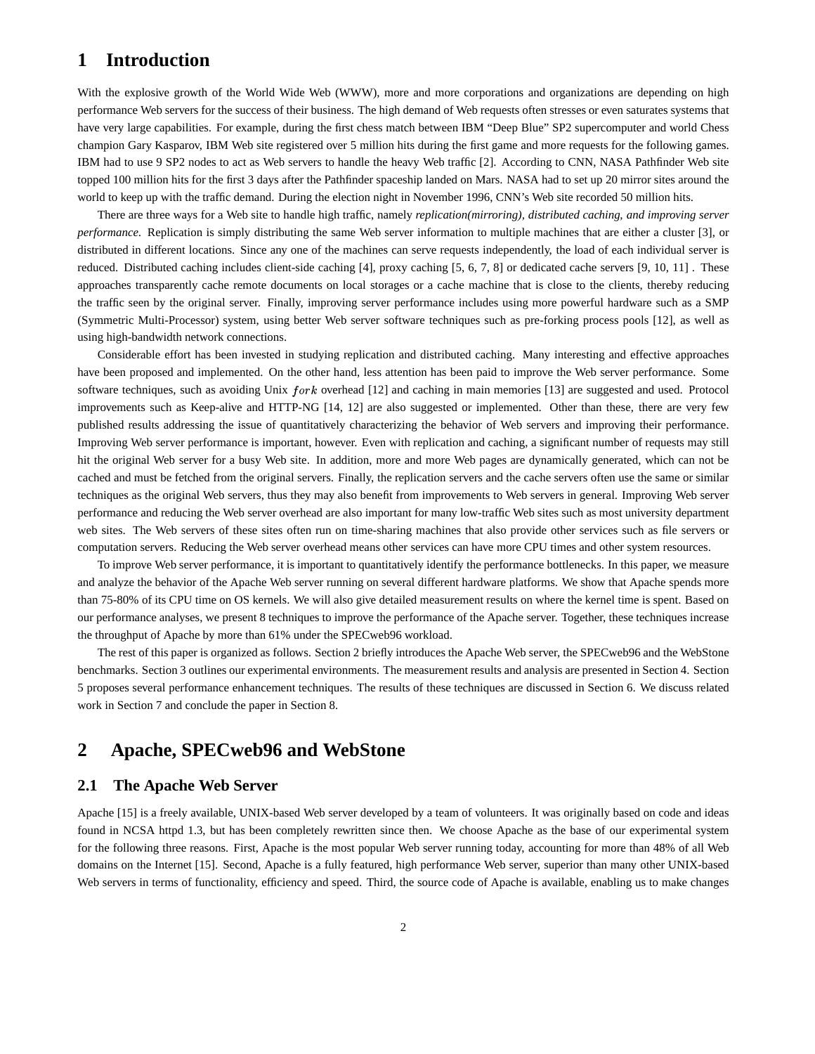# 1 Introduction

With the explosive growth of the World Wide Web (WWW), more and more corporations and organizations are depending on high performance Web servers for the success of their business. The high demand of Web requests often stresses or even saturates systems that have very large capabilities. For example, during the first chess match between IBM "Deep Blue" SP2 supercomputer and world Chess champion Gary Kasparov, IBM Web site registered over 5 million hits during the first game and more requests for the following games. IBM had to use 9 SP2 nodes to act as Web servers to handle the heavy Web traffic [2]. According to CNN, NASA Pathfinder Web site topped 100 million hits for the first 3 days after the Pathfinder spaceship landed on Mars. NASA had to set up 20 mirror sites around the world to keep up with the traffic demand. During the election night in November 1996, CNN's Web site recorded 50 million hits.

There are three ways for a Web site to handle high traffic, namely *replication(mirroring), distributed caching, and improving server performance*. Replication is simply distributing the same Web server information to multiple machines that are either a cluster [3], or distributed in different locations. Since any one of the machines can serve requests independently, the load of each individual server is reduced. Distributed caching includes client-side caching [4], proxy caching [5, 6, 7, 8] or dedicated cache servers [9, 10, 11] . These approaches transparently cache remote documents on local storages or a cache machine that is close to the clients, thereby reducing the traffic seen by the original server. Finally, improving server performance includes using more powerful hardware such as a SMP (Symmetric Multi-Processor) system, using better Web server software techniques such as pre-forking process pools [12], as well as using high-bandwidth network connections.

Considerable effort has been invested in studying replication and distributed caching. Many interesting and effective approaches have been proposed and implemented. On the other hand, less attention has been paid to improve the Web server performance. Some software techniques, such as avoiding Unix $fork$ overhead [12] and caching in main memories [13] are suggested and used. Protocol improvements such as Keep-alive and HTTP-NG [14, 12] are also suggested or implemented. Other than these, there are very few published results addressing the issue of quantitatively characterizing the behavior of Web servers and improving their performance. Improving Web server performance is important, however. Even with replication and caching, a significant number of requests may still hit the original Web server for a busy Web site. In addition, more and more Web pages are dynamically generated, which can not be cached and must be fetched from the original servers. Finally, the replication servers and the cache servers often use the same or similar techniques as the original Web servers, thus they may also benefit from improvements to Web servers in general. Improving Web server performance and reducing the Web server overhead are also important for many low-traffic Web sites such as most university department web sites. The Web servers of these sites often run on time-sharing machines that also provide other services such as file servers or computation servers. Reducing the Web server overhead means other services can have more CPU times and other system resources.

To improve Web server performance, it is important to quantitatively identify the performance bottlenecks. In this paper, we measure and analyze the behavior of the Apache Web server running on several different hardware platforms. We show that Apache spends more than 75-80% of its CPU time on OS kernels. We will also give detailed measurement results on where the kernel time is spent. Based on our performance analyses, we present 8 techniques to improve the performance of the Apache server. Together, these techniques increase the throughput of Apache by more than 61% under the SPECweb96 workload.

The rest of this paper is organized as follows. Section 2 briefly introduces the Apache Web server, the SPECweb96 and the WebStone benchmarks. Section 3 outlines our experimental environments. The measurement results and analysis are presented in Section 4. Section 5 proposes several performance enhancement techniques. The results of these techniques are discussed in Section 6. We discuss related work in Section 7 and conclude the paper in Section 8.

# 2 Apache, SPECweb96 and WebStone

## 2.1 The Apache Web Server

Apache [15] is a freely available, UNIX-based Web server developed by a team of volunteers. It was originally based on code and ideas found in NCSA httpd 1.3, but has been completely rewritten since then. We choose Apache as the base of our experimental system for the following three reasons. First, Apache is the most popular Web server running today, accounting for more than 48% of all Web domains on the Internet [15]. Second, Apache is a fully featured, high performance Web server, superior than many other UNIX-based Web servers in terms of functionality, efficiency and speed. Third, the source code of Apache is available, enabling us to make changes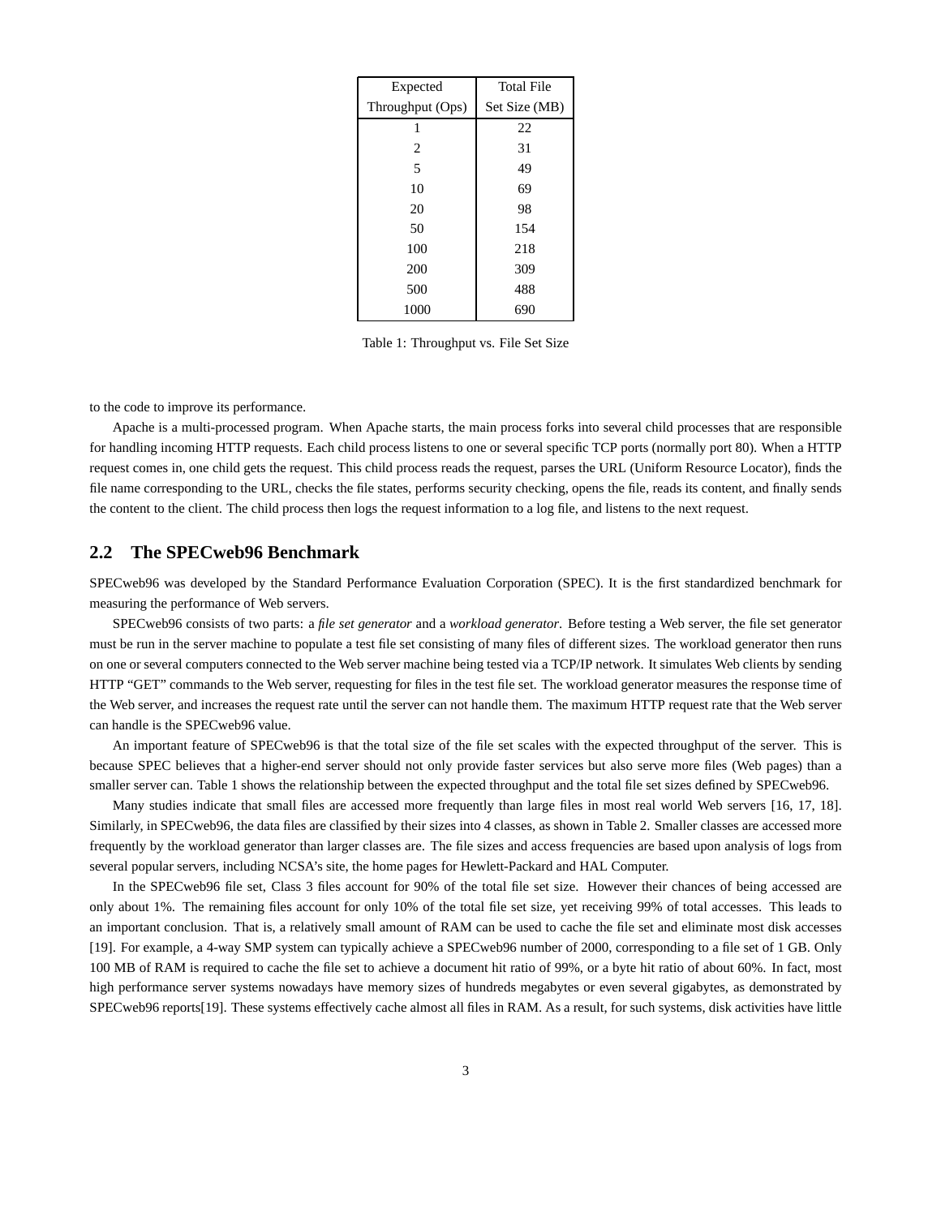| Expected Throughput (Ops) | Total File Set Size (MB) |
|---|---|
| 1 | 22 |
| 2 | 31 |
| 5 | 49 |
| 10 | 69 |
| 20 | 98 |
| 50 | 154 |
| 100 | 218 |
| 200 | 309 |
| 500 | 488 |
| 1000 | 690 |

Table 1: Throughput vs. File Set Size

to the code to improve its performance.

Apache is a multi-processed program. When Apache starts, the main process forks into several child processes that are responsible for handling incoming HTTP requests. Each child process listens to one or several specific TCP ports (normally port 80). When a HTTP request comes in, one child gets the request. This child process reads the request, parses the URL (Uniform Resource Locator), finds the file name corresponding to the URL, checks the file states, performs security checking, opens the file, reads its content, and finally sends the content to the client. The child process then logs the request information to a log file, and listens to the next request.

## 2.2 The SPECweb96 Benchmark

SPECweb96 was developed by the Standard Performance Evaluation Corporation (SPEC). It is the first standardized benchmark for measuring the performance of Web servers.

SPECweb96 consists of two parts: a *file set generator* and a *workload generator*. Before testing a Web server, the file set generator must be run in the server machine to populate a test file set consisting of many files of different sizes. The workload generator then runs on one or several computers connected to the Web server machine being tested via a TCP/IP network. It simulates Web clients by sending HTTP "GET" commands to the Web server, requesting for files in the test file set. The workload generator measures the response time of the Web server, and increases the request rate until the server can not handle them. The maximum HTTP request rate that the Web server can handle is the SPECweb96 value.

An important feature of SPECweb96 is that the total size of the file set scales with the expected throughput of the server. This is because SPEC believes that a higher-end server should not only provide faster services but also serve more files (Web pages) than a smaller server can. Table 1 shows the relationship between the expected throughput and the total file set sizes defined by SPECweb96.

Many studies indicate that small files are accessed more frequently than large files in most real world Web servers [16, 17, 18]. Similarly, in SPECweb96, the data files are classified by their sizes into 4 classes, as shown in Table 2. Smaller classes are accessed more frequently by the workload generator than larger classes are. The file sizes and access frequencies are based upon analysis of logs from several popular servers, including NCSA's site, the home pages for Hewlett-Packard and HAL Computer.

In the SPECweb96 file set, Class 3 files account for 90% of the total file set size. However their chances of being accessed are only about 1%. The remaining files account for only 10% of the total file set size, yet receiving 99% of total accesses. This leads to an important conclusion. That is, a relatively small amount of RAM can be used to cache the file set and eliminate most disk accesses [19]. For example, a 4-way SMP system can typically achieve a SPECweb96 number of 2000, corresponding to a file set of 1 GB. Only 100 MB of RAM is required to cache the file set to achieve a document hit ratio of 99%, or a byte hit ratio of about 60%. In fact, most high performance server systems nowadays have memory sizes of hundreds megabytes or even several gigabytes, as demonstrated by SPECweb96 reports[19]. These systems effectively cache almost all files in RAM. As a result, for such systems, disk activities have little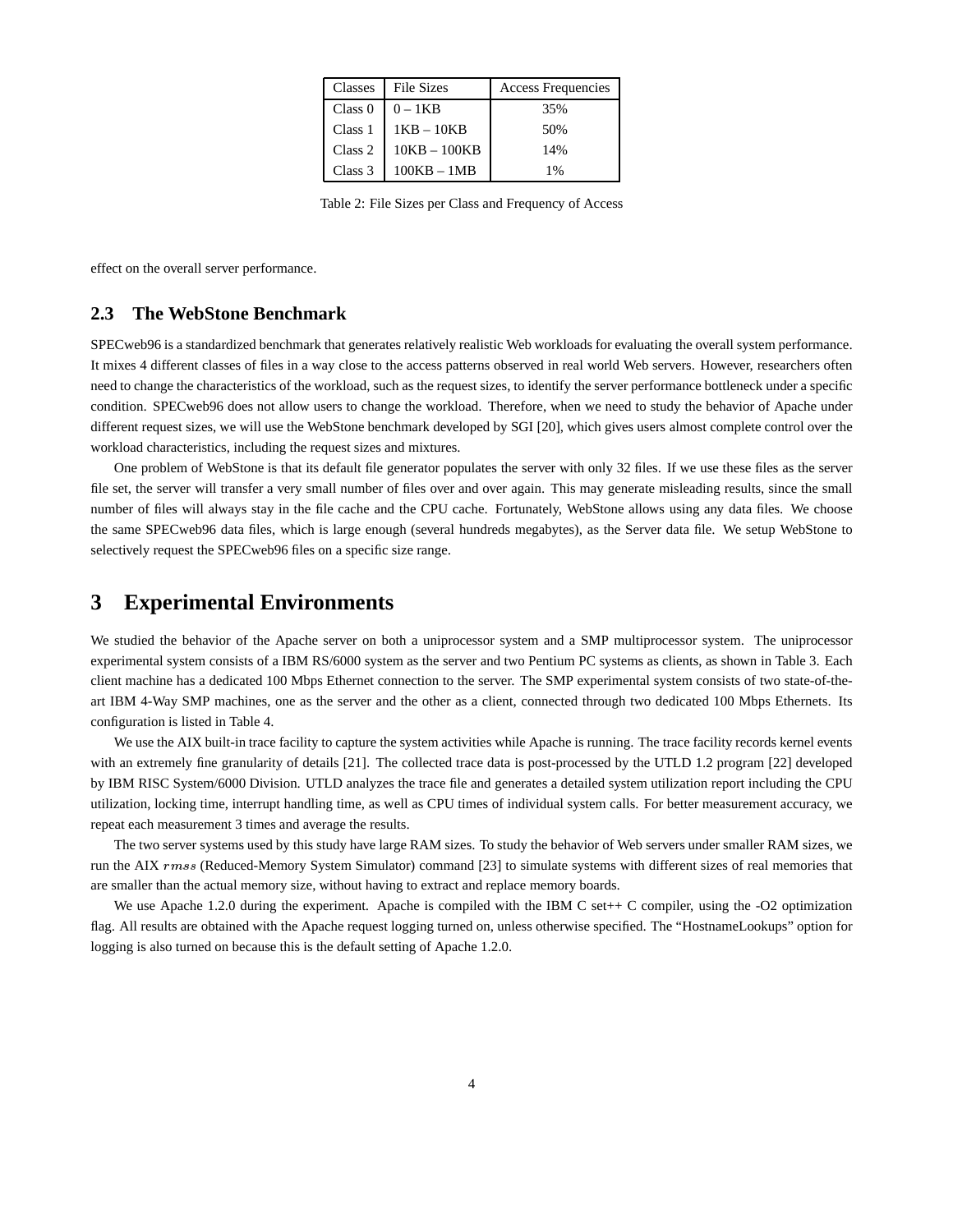| Classes | File Sizes | Access Frequencies |
|---|---|---|
| Class 0 | 0 – 1KB | 35% |
| Class 1 | 1KB – 10KB | 50% |
| Class 2 | 10KB – 100KB | 14% |
| Class 3 | 100KB – 1MB | 1% |

Table 2: File Sizes per Class and Frequency of Access

effect on the overall server performance.

### 2.3 The WebStone Benchmark

SPECweb96 is a standardized benchmark that generates relatively realistic Web workloads for evaluating the overall system performance. It mixes 4 different classes of files in a way close to the access patterns observed in real world Web servers. However, researchers often need to change the characteristics of the workload, such as the request sizes, to identify the server performance bottleneck under a specific condition. SPECweb96 does not allow users to change the workload. Therefore, when we need to study the behavior of Apache under different request sizes, we will use the WebStone benchmark developed by SGI [20], which gives users almost complete control over the workload characteristics, including the request sizes and mixtures.

One problem of WebStone is that its default file generator populates the server with only 32 files. If we use these files as the server file set, the server will transfer a very small number of files over and over again. This may generate misleading results, since the small number of files will always stay in the file cache and the CPU cache. Fortunately, WebStone allows using any data files. We choose the same SPECweb96 data files, which is large enough (several hundreds megabytes), as the Server data file. We setup WebStone to selectively request the SPECweb96 files on a specific size range.

## 3 Experimental Environments

We studied the behavior of the Apache server on both a uniprocessor system and a SMP multiprocessor system. The uniprocessor experimental system consists of a IBM RS/6000 system as the server and two Pentium PC systems as clients, as shown in Table 3. Each client machine has a dedicated 100 Mbps Ethernet connection to the server. The SMP experimental system consists of two state-of-the-art IBM 4-Way SMP machines, one as the server and the other as a client, connected through two dedicated 100 Mbps Ethernets. Its configuration is listed in Table 4.

We use the AIX built-in trace facility to capture the system activities while Apache is running. The trace facility records kernel events with an extremely fine granularity of details [21]. The collected trace data is post-processed by the UTLD 1.2 program [22] developed by IBM RISC System/6000 Division. UTLD analyzes the trace file and generates a detailed system utilization report including the CPU utilization, locking time, interrupt handling time, as well as CPU times of individual system calls. For better measurement accuracy, we repeat each measurement 3 times and average the results.

The two server systems used by this study have large RAM sizes. To study the behavior of Web servers under smaller RAM sizes, we run the AIX *rmss* (Reduced-Memory System Simulator) command [23] to simulate systems with different sizes of real memories that are smaller than the actual memory size, without having to extract and replace memory boards.

We use Apache 1.2.0 during the experiment. Apache is compiled with the IBM C set++ C compiler, using the -O2 optimization flag. All results are obtained with the Apache request logging turned on, unless otherwise specified. The "HostnameLookups" option for logging is also turned on because this is the default setting of Apache 1.2.0.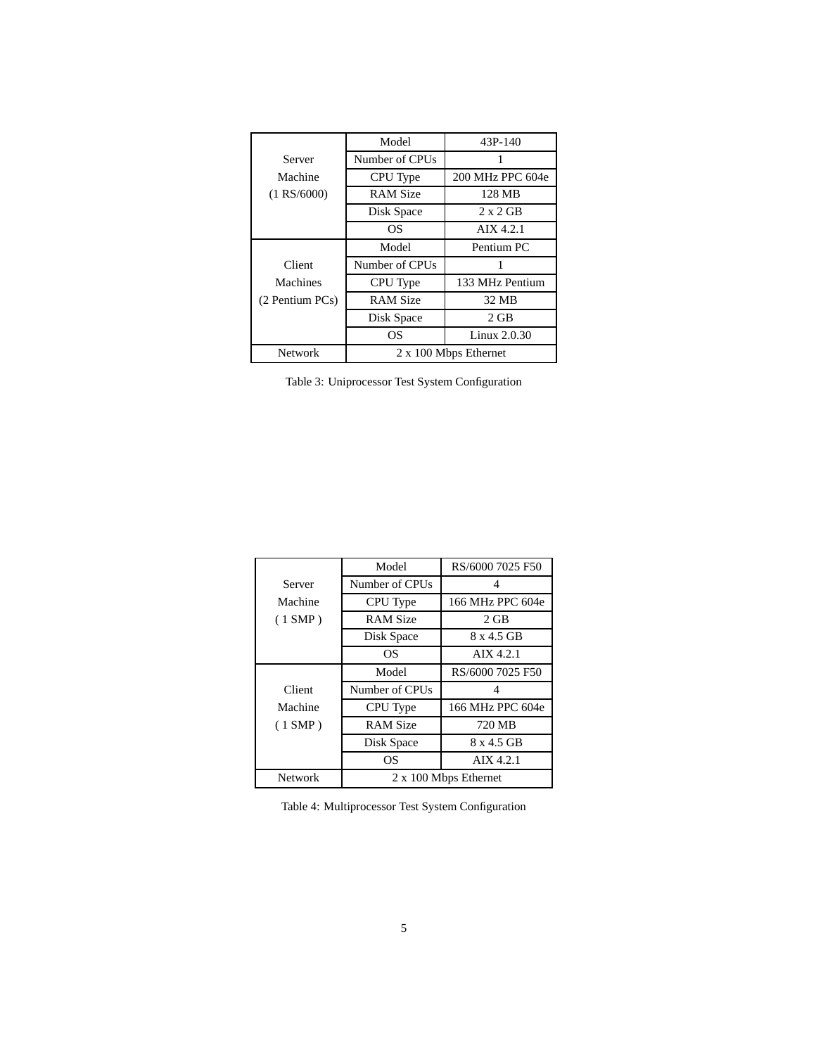| | | |
|---|---|---|
| Server Machine (1 RS/6000) | Model | 43P-140 |
| | Number of CPUs | 1 |
| | CPU Type | 200 MHz PPC 604e |
| | RAM Size | 128 MB |
| | Disk Space | 2 x 2 GB |
| | OS | AIX 4.2.1 |
| Client Machines (2 Pentium PCs) | Model | Pentium PC |
| | Number of CPUs | 1 |
| | CPU Type | 133 MHz Pentium |
| | RAM Size | 32 MB |
| | Disk Space | 2 GB |
| | OS | Linux 2.0.30 |
| Network | 2 x 100 Mbps Ethernet | |

Table 3: Uniprocessor Test System Configuration

| | | |
|---|---|---|
| Server Machine ( 1 SMP ) | Model | RS/6000 7025 F50 |
| | Number of CPUs | 4 |
| | CPU Type | 166 MHz PPC 604e |
| | RAM Size | 2 GB |
| | Disk Space | 8 x 4.5 GB |
| | OS | AIX 4.2.1 |
| Client Machine ( 1 SMP ) | Model | RS/6000 7025 F50 |
| | Number of CPUs | 4 |
| | CPU Type | 166 MHz PPC 604e |
| | RAM Size | 720 MB |
| | Disk Space | 8 x 4.5 GB |
| | OS | AIX 4.2.1 |
| Network | 2 x 100 Mbps Ethernet | |

Table 4: Multiprocessor Test System Configuration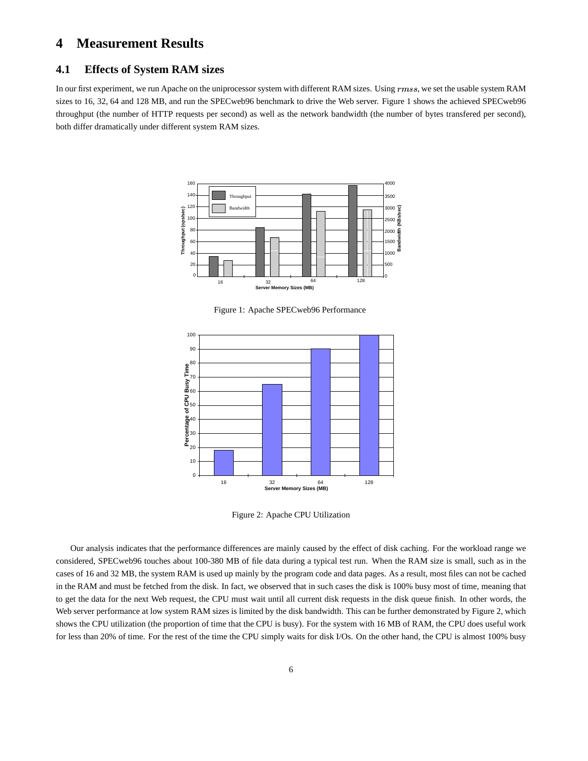# 4 Measurement Results

## 4.1 Effects of System RAM sizes

In our first experiment, we run Apache on the uniprocessor system with different RAM sizes. Using *rmss*, we set the usable system RAM sizes to 16, 32, 64 and 128 MB, and run the SPECweb96 benchmark to drive the Web server. Figure 1 shows the achieved SPECweb96 throughput (the number of HTTP requests per second) as well as the network bandwidth (the number of bytes transfered per second), both differ dramatically under different system RAM sizes.

Figure 1: Apache SPECweb96 Performance

Figure 2: Apache CPU Utilization

Our analysis indicates that the performance differences are mainly caused by the effect of disk caching. For the workload range we considered, SPECweb96 touches about 100-380 MB of file data during a typical test run. When the RAM size is small, such as in the cases of 16 and 32 MB, the system RAM is used up mainly by the program code and data pages. As a result, most files can not be cached in the RAM and must be fetched from the disk. In fact, we observed that in such cases the disk is 100% busy most of time, meaning that to get the data for the next Web request, the CPU must wait until all current disk requests in the disk queue finish. In other words, the Web server performance at low system RAM sizes is limited by the disk bandwidth. This can be further demonstrated by Figure 2, which shows the CPU utilization (the proportion of time that the CPU is busy). For the system with 16 MB of RAM, the CPU does useful work for less than 20% of time. For the rest of the time the CPU simply waits for disk I/Os. On the other hand, the CPU is almost 100% busy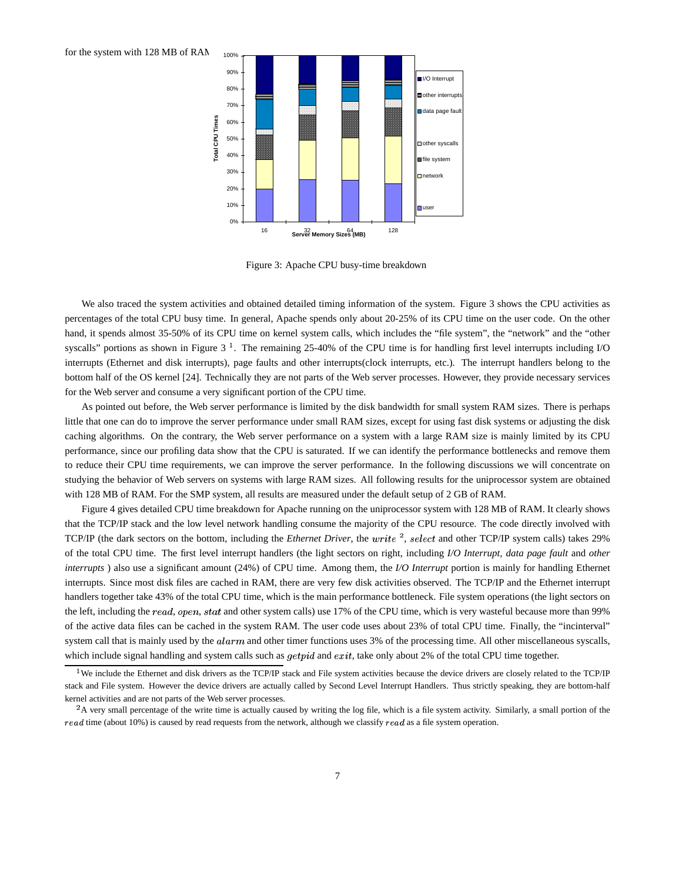for the system with 128 MB of RAM

Figure 3: Apache CPU busy-time breakdown

We also traced the system activities and obtained detailed timing information of the system. Figure 3 shows the CPU activities as percentages of the total CPU busy time. In general, Apache spends only about 20-25% of its CPU time on the user code. On the other hand, it spends almost 35-50% of its CPU time on kernel system calls, which includes the "file system", the "network" and the "other syscalls" portions as shown in Figure 3 [1]. The remaining 25-40% of the CPU time is for handling first level interrupts including I/O interrupts (Ethernet and disk interrupts), page faults and other interrupts(clock interrupts, etc.). The interrupt handlers belong to the bottom half of the OS kernel [24]. Technically they are not parts of the Web server processes. However, they provide necessary services for the Web server and consume a very significant portion of the CPU time.

As pointed out before, the Web server performance is limited by the disk bandwidth for small system RAM sizes. There is perhaps little that one can do to improve the server performance under small RAM sizes, except for using fast disk systems or adjusting the disk caching algorithms. On the contrary, the Web server performance on a system with a large RAM size is mainly limited by its CPU performance, since our profiling data show that the CPU is saturated. If we can identify the performance bottlenecks and remove them to reduce their CPU time requirements, we can improve the server performance. In the following discussions we will concentrate on studying the behavior of Web servers on systems with large RAM sizes. All following results for the uniprocessor system are obtained with 128 MB of RAM. For the SMP system, all results are measured under the default setup of 2 GB of RAM.

Figure 4 gives detailed CPU time breakdown for Apache running on the uniprocessor system with 128 MB of RAM. It clearly shows that the TCP/IP stack and the low level network handling consume the majority of the CPU resource. The code directly involved with TCP/IP (the dark sectors on the bottom, including the *Ethernet Driver*, the $write$ [2], $select$ and other TCP/IP system calls) takes 29% of the total CPU time. The first level interrupt handlers (the light sectors on right, including *I/O Interrupt, data page fault* and *other interrupts* ) also use a significant amount (24%) of CPU time. Among them, the *I/O Interrupt* portion is mainly for handling Ethernet interrupts. Since most disk files are cached in RAM, there are very few disk activities observed. The TCP/IP and the Ethernet interrupt handlers together take 43% of the total CPU time, which is the main performance bottleneck. File system operations (the light sectors on the left, including the $read$, $open$, $stat$ and other system calls) use 17% of the CPU time, which is very wasteful because more than 99% of the active data files can be cached in the system RAM. The user code uses about 23% of total CPU time. Finally, the "incinterval" system call that is mainly used by the $alarm$ and other timer functions uses 3% of the processing time. All other miscellaneous syscalls, which include signal handling and system calls such as $getpid$ and $exit$, take only about 2% of the total CPU time together.

[1] We include the Ethernet and disk drivers as the TCP/IP stack and File system activities because the device drivers are closely related to the TCP/IP stack and File system. However the device drivers are actually called by Second Level Interrupt Handlers. Thus strictly speaking, they are bottom-half kernel activities and are not parts of the Web server processes.

[2] A very small percentage of the write time is actually caused by writing the log file, which is a file system activity. Similarly, a small portion of the $read$ time (about 10%) is caused by read requests from the network, although we classify $read$ as a file system operation.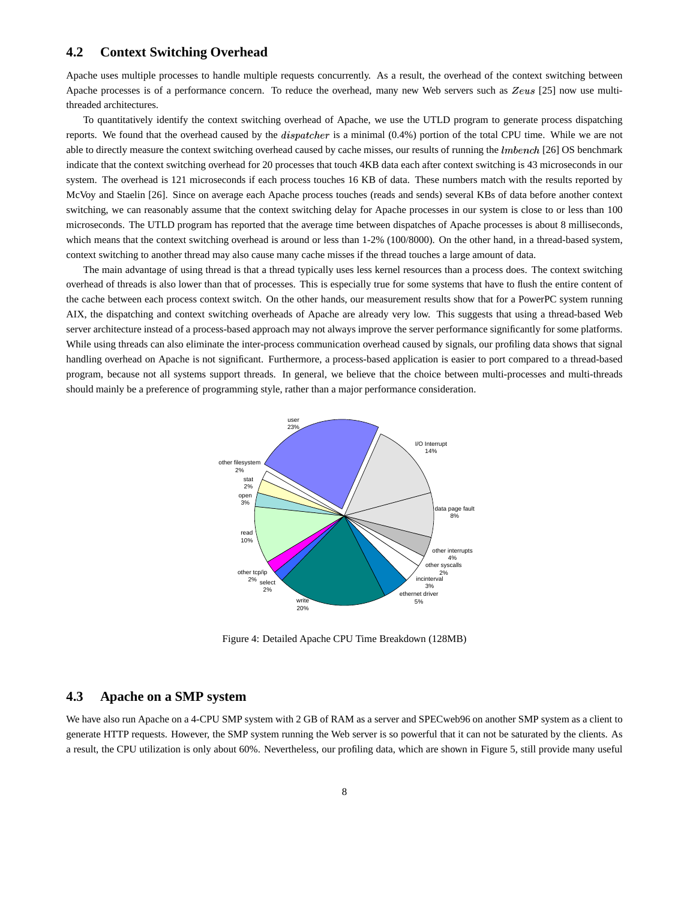### 4.2 Context Switching Overhead

Apache uses multiple processes to handle multiple requests concurrently. As a result, the overhead of the context switching between Apache processes is of a performance concern. To reduce the overhead, many new Web servers such as $Zeus$ [25] now use multi-threaded architectures.

To quantitatively identify the context switching overhead of Apache, we use the UTLD program to generate process dispatching reports. We found that the overhead caused by the $dispatcher$ is a minimal (0.4%) portion of the total CPU time. While we are not able to directly measure the context switching overhead caused by cache misses, our results of running the $lmbench$ [26] OS benchmark indicate that the context switching overhead for 20 processes that touch 4KB data each after context switching is 43 microseconds in our system. The overhead is 121 microseconds if each process touches 16 KB of data. These numbers match with the results reported by McVoy and Staelin [26]. Since on average each Apache process touches (reads and sends) several KBs of data before another context switching, we can reasonably assume that the context switching delay for Apache processes in our system is close to or less than 100 microseconds. The UTLD program has reported that the average time between dispatches of Apache processes is about 8 milliseconds, which means that the context switching overhead is around or less than 1-2% (100/8000). On the other hand, in a thread-based system, context switching to another thread may also cause many cache misses if the thread touches a large amount of data.

The main advantage of using thread is that a thread typically uses less kernel resources than a process does. The context switching overhead of threads is also lower than that of processes. This is especially true for some systems that have to flush the entire content of the cache between each process context switch. On the other hands, our measurement results show that for a PowerPC system running AIX, the dispatching and context switching overheads of Apache are already very low. This suggests that using a thread-based Web server architecture instead of a process-based approach may not always improve the server performance significantly for some platforms. While using threads can also eliminate the inter-process communication overhead caused by signals, our profiling data shows that signal handling overhead on Apache is not significant. Furthermore, a process-based application is easier to port compared to a thread-based program, because not all systems support threads. In general, we believe that the choice between multi-processes and multi-threads should mainly be a preference of programming style, rather than a major performance consideration.

Figure 4: Detailed Apache CPU Time Breakdown (128MB)

### 4.3 Apache on a SMP system

We have also run Apache on a 4-CPU SMP system with 2 GB of RAM as a server and SPECweb96 on another SMP system as a client to generate HTTP requests. However, the SMP system running the Web server is so powerful that it can not be saturated by the clients. As a result, the CPU utilization is only about 60%. Nevertheless, our profiling data, which are shown in Figure 5, still provide many useful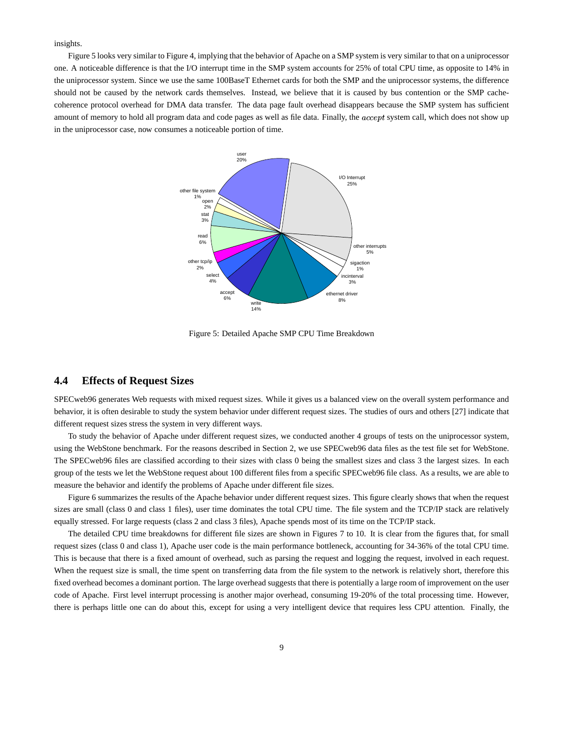insights.

Figure 5 looks very similar to Figure 4, implying that the behavior of Apache on a SMP system is very similar to that on a uniprocessor one. A noticeable difference is that the I/O interrupt time in the SMP system accounts for 25% of total CPU time, as opposite to 14% in the uniprocessor system. Since we use the same 100BaseT Ethernet cards for both the SMP and the uniprocessor systems, the difference should not be caused by the network cards themselves. Instead, we believe that it is caused by bus contention or the SMP cache-coherence protocol overhead for DMA data transfer. The data page fault overhead disappears because the SMP system has sufficient amount of memory to hold all program data and code pages as well as file data. Finally, the *accept* system call, which does not show up in the uniprocessor case, now consumes a noticeable portion of time.

Figure 5: Detailed Apache SMP CPU Time Breakdown

## 4.4 Effects of Request Sizes

SPECweb96 generates Web requests with mixed request sizes. While it gives us a balanced view on the overall system performance and behavior, it is often desirable to study the system behavior under different request sizes. The studies of ours and others [27] indicate that different request sizes stress the system in very different ways.

To study the behavior of Apache under different request sizes, we conducted another 4 groups of tests on the uniprocessor system, using the WebStone benchmark. For the reasons described in Section 2, we use SPECweb96 data files as the test file set for WebStone. The SPECweb96 files are classified according to their sizes with class 0 being the smallest sizes and class 3 the largest sizes. In each group of the tests we let the WebStone request about 100 different files from a specific SPECweb96 file class. As a results, we are able to measure the behavior and identify the problems of Apache under different file sizes.

Figure 6 summarizes the results of the Apache behavior under different request sizes. This figure clearly shows that when the request sizes are small (class 0 and class 1 files), user time dominates the total CPU time. The file system and the TCP/IP stack are relatively equally stressed. For large requests (class 2 and class 3 files), Apache spends most of its time on the TCP/IP stack.

The detailed CPU time breakdowns for different file sizes are shown in Figures 7 to 10. It is clear from the figures that, for small request sizes (class 0 and class 1), Apache user code is the main performance bottleneck, accounting for 34-36% of the total CPU time. This is because that there is a fixed amount of overhead, such as parsing the request and logging the request, involved in each request. When the request size is small, the time spent on transferring data from the file system to the network is relatively short, therefore this fixed overhead becomes a dominant portion. The large overhead suggests that there is potentially a large room of improvement on the user code of Apache. First level interrupt processing is another major overhead, consuming 19-20% of the total processing time. However, there is perhaps little one can do about this, except for using a very intelligent device that requires less CPU attention. Finally, the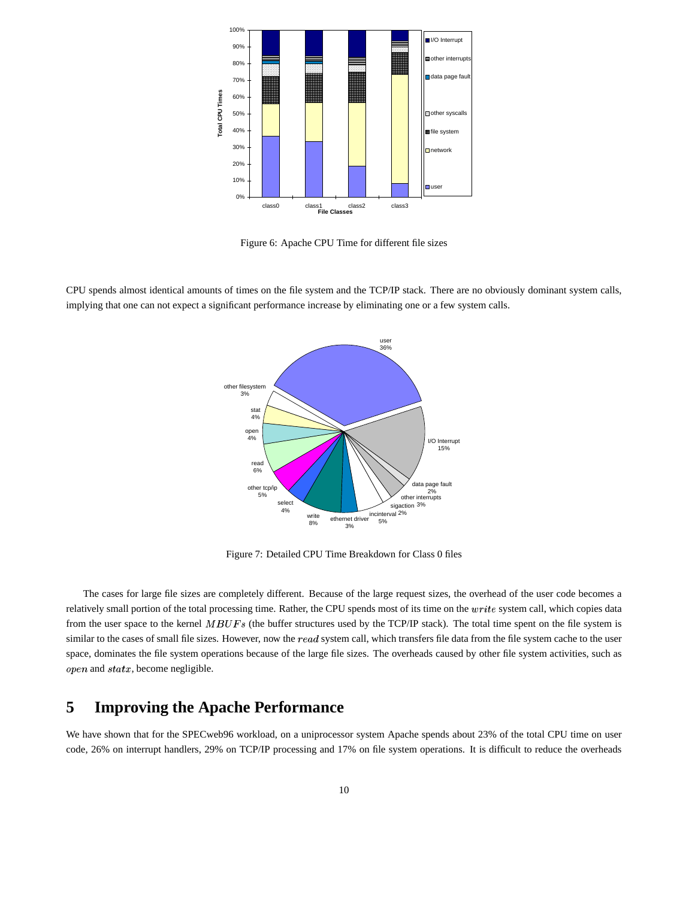Figure 6: Apache CPU Time for different file sizes

CPU spends almost identical amounts of times on the file system and the TCP/IP stack. There are no obviously dominant system calls, implying that one can not expect a significant performance increase by eliminating one or a few system calls.

Figure 7: Detailed CPU Time Breakdown for Class 0 files

The cases for large file sizes are completely different. Because of the large request sizes, the overhead of the user code becomes a relatively small portion of the total processing time. Rather, the CPU spends most of its time on the $write$ system call, which copies data from the user space to the kernel $MBUFs$ (the buffer structures used by the TCP/IP stack). The total time spent on the file system is similar to the cases of small file sizes. However, now the $read$ system call, which transfers file data from the file system cache to the user space, dominates the file system operations because of the large file sizes. The overheads caused by other file system activities, such as $open$ and $statx$, become negligible.

# 5 Improving the Apache Performance

We have shown that for the SPECweb96 workload, on a uniprocessor system Apache spends about 23% of the total CPU time on user code, 26% on interrupt handlers, 29% on TCP/IP processing and 17% on file system operations. It is difficult to reduce the overheads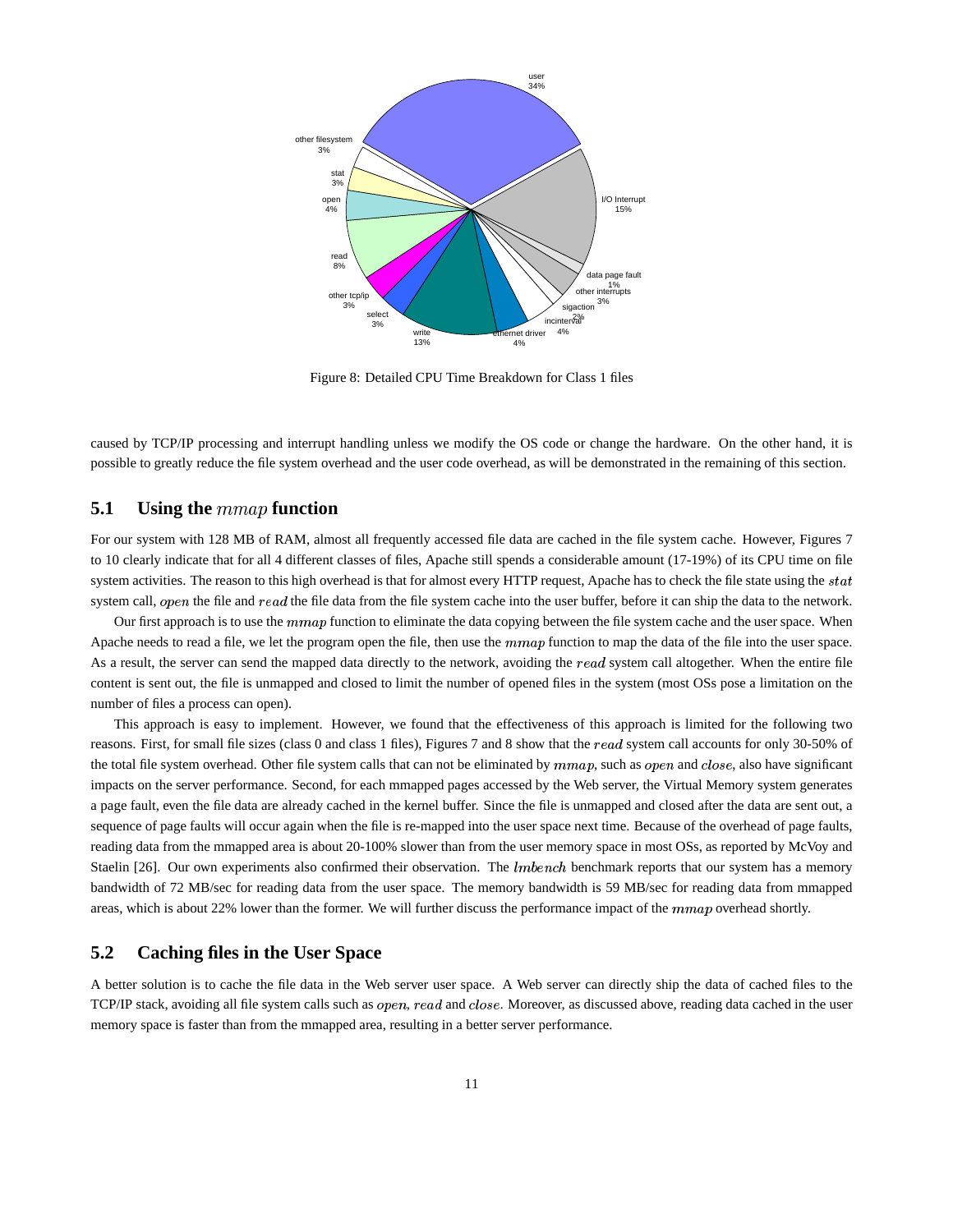Figure 8: Detailed CPU Time Breakdown for Class 1 files

caused by TCP/IP processing and interrupt handling unless we modify the OS code or change the hardware. On the other hand, it is possible to greatly reduce the file system overhead and the user code overhead, as will be demonstrated in the remaining of this section.

## 5.1 Using the $mmap$ function

For our system with 128 MB of RAM, almost all frequently accessed file data are cached in the file system cache. However, Figures 7 to 10 clearly indicate that for all 4 different classes of files, Apache still spends a considerable amount (17-19%) of its CPU time on file system activities. The reason to this high overhead is that for almost every HTTP request, Apache has to check the file state using the $stat$ system call, $open$ the file and $read$ the file data from the file system cache into the user buffer, before it can ship the data to the network.

Our first approach is to use the $mmap$ function to eliminate the data copying between the file system cache and the user space. When Apache needs to read a file, we let the program open the file, then use the $mmap$ function to map the data of the file into the user space. As a result, the server can send the mapped data directly to the network, avoiding the $read$ system call altogether. When the entire file content is sent out, the file is unmapped and closed to limit the number of opened files in the system (most OSs pose a limitation on the number of files a process can open).

This approach is easy to implement. However, we found that the effectiveness of this approach is limited for the following two reasons. First, for small file sizes (class 0 and class 1 files), Figures 7 and 8 show that the $read$ system call accounts for only 30-50% of the total file system overhead. Other file system calls that can not be eliminated by $mmap$, such as $open$ and $close$, also have significant impacts on the server performance. Second, for each mmapped pages accessed by the Web server, the Virtual Memory system generates a page fault, even the file data are already cached in the kernel buffer. Since the file is unmapped and closed after the data are sent out, a sequence of page faults will occur again when the file is re-mapped into the user space next time. Because of the overhead of page faults, reading data from the mmapped area is about 20-100% slower than from the user memory space in most OSs, as reported by McVoy and Staelin [26]. Our own experiments also confirmed their observation. The $lmbench$ benchmark reports that our system has a memory bandwidth of 72 MB/sec for reading data from the user space. The memory bandwidth is 59 MB/sec for reading data from mmapped areas, which is about 22% lower than the former. We will further discuss the performance impact of the $mmap$ overhead shortly.

## 5.2 Caching files in the User Space

A better solution is to cache the file data in the Web server user space. A Web server can directly ship the data of cached files to the TCP/IP stack, avoiding all file system calls such as $open$, $read$ and $close$. Moreover, as discussed above, reading data cached in the user memory space is faster than from the mmapped area, resulting in a better server performance.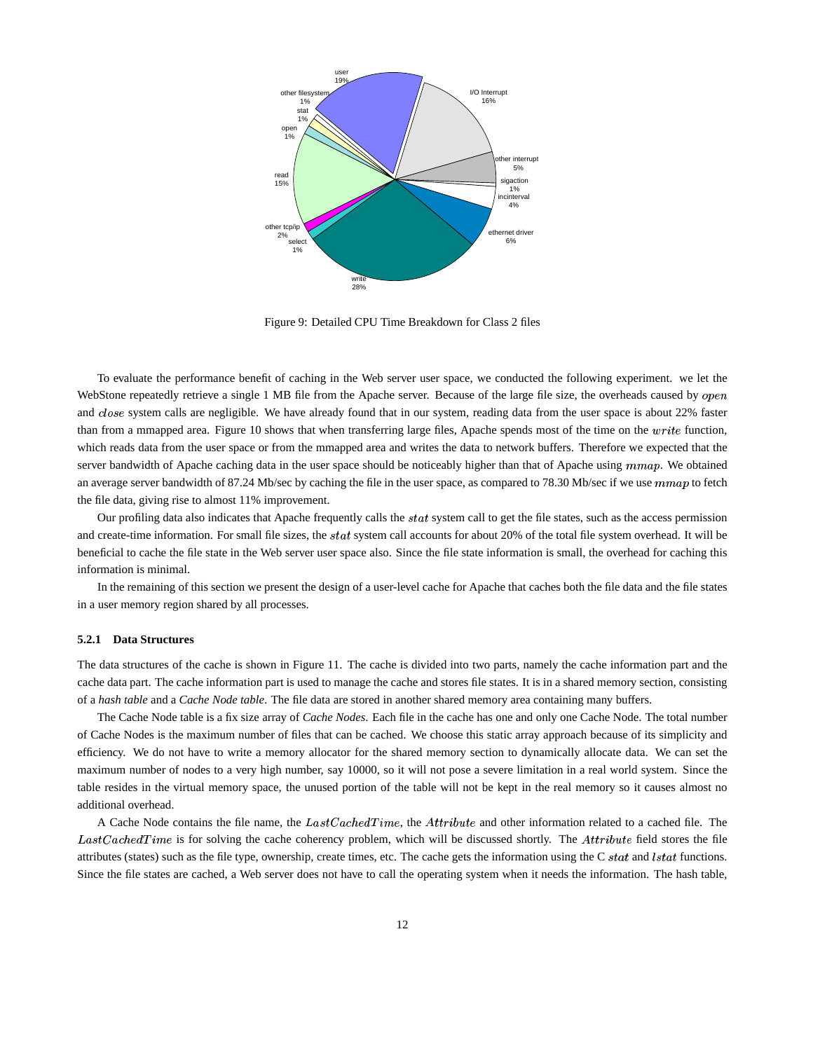Figure 9: Detailed CPU Time Breakdown for Class 2 files

To evaluate the performance benefit of caching in the Web server user space, we conducted the following experiment. we let the WebStone repeatedly retrieve a single 1 MB file from the Apache server. Because of the large file size, the overheads caused by $open$ and $close$ system calls are negligible. We have already found that in our system, reading data from the user space is about 22% faster than from a mmapped area. Figure 10 shows that when transferring large files, Apache spends most of the time on the $write$ function, which reads data from the user space or from the mmapped area and writes the data to network buffers. Therefore we expected that the server bandwidth of Apache caching data in the user space should be noticeably higher than that of Apache using $mmap$. We obtained an average server bandwidth of 87.24 Mb/sec by caching the file in the user space, as compared to 78.30 Mb/sec if we use $mmap$ to fetch the file data, giving rise to almost 11% improvement.

Our profiling data also indicates that Apache frequently calls the $stat$ system call to get the file states, such as the access permission and create-time information. For small file sizes, the $stat$ system call accounts for about 20% of the total file system overhead. It will be beneficial to cache the file state in the Web server user space also. Since the file state information is small, the overhead for caching this information is minimal.

In the remaining of this section we present the design of a user-level cache for Apache that caches both the file data and the file states in a user memory region shared by all processes.

#### 5.2.1 Data Structures

The data structures of the cache is shown in Figure 11. The cache is divided into two parts, namely the cache information part and the cache data part. The cache information part is used to manage the cache and stores file states. It is in a shared memory section, consisting of a *hash table* and a *Cache Node table*. The file data are stored in another shared memory area containing many buffers.

The Cache Node table is a fix size array of *Cache Nodes*. Each file in the cache has one and only one Cache Node. The total number of Cache Nodes is the maximum number of files that can be cached. We choose this static array approach because of its simplicity and efficiency. We do not have to write a memory allocator for the shared memory section to dynamically allocate data. We can set the maximum number of nodes to a very high number, say 10000, so it will not pose a severe limitation in a real world system. Since the table resides in the virtual memory space, the unused portion of the table will not be kept in the real memory so it causes almost no additional overhead.

A Cache Node contains the file name, the $LastCachedTime$, the $Attribute$ and other information related to a cached file. The $LastCachedTime$ is for solving the cache coherency problem, which will be discussed shortly. The $Attribute$ field stores the file attributes (states) such as the file type, ownership, create times, etc. The cache gets the information using the C $stat$ and $lstat$ functions. Since the file states are cached, a Web server does not have to call the operating system when it needs the information. The hash table,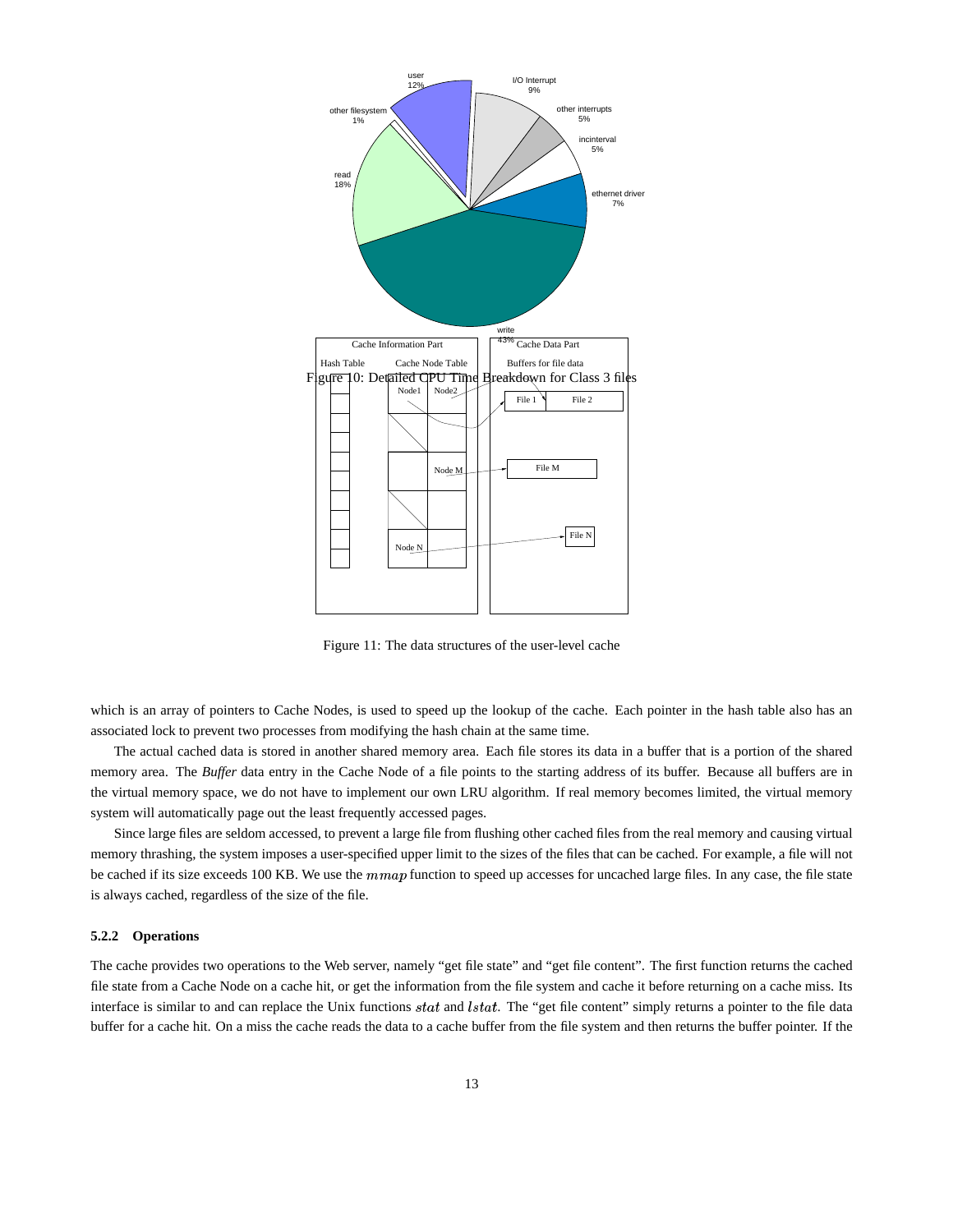Figure 10: Detailed CPU Time Breakdown for Class 3 files

Figure 11: The data structures of the user-level cache

which is an array of pointers to Cache Nodes, is used to speed up the lookup of the cache. Each pointer in the hash table also has an associated lock to prevent two processes from modifying the hash chain at the same time.

The actual cached data is stored in another shared memory area. Each file stores its data in a buffer that is a portion of the shared memory area. The *Buffer* data entry in the Cache Node of a file points to the starting address of its buffer. Because all buffers are in the virtual memory space, we do not have to implement our own LRU algorithm. If real memory becomes limited, the virtual memory system will automatically page out the least frequently accessed pages.

Since large files are seldom accessed, to prevent a large file from flushing other cached files from the real memory and causing virtual memory thrashing, the system imposes a user-specified upper limit to the sizes of the files that can be cached. For example, a file will not be cached if its size exceeds 100 KB. We use the $mmap$ function to speed up accesses for uncached large files. In any case, the file state is always cached, regardless of the size of the file.

#### 5.2.2 Operations

The cache provides two operations to the Web server, namely "get file state" and "get file content". The first function returns the cached file state from a Cache Node on a cache hit, or get the information from the file system and cache it before returning on a cache miss. Its interface is similar to and can replace the Unix functions $stat$ and $lstat$. The "get file content" simply returns a pointer to the file data buffer for a cache hit. On a miss the cache reads the data to a cache buffer from the file system and then returns the buffer pointer. If the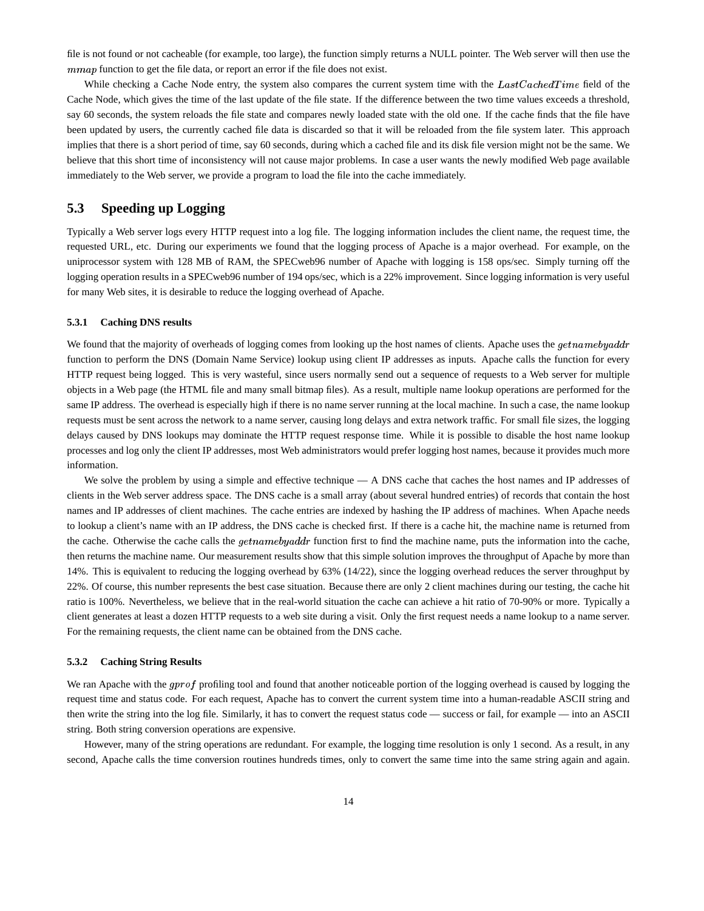file is not found or not cacheable (for example, too large), the function simply returns a NULL pointer. The Web server will then use the $mmap$ function to get the file data, or report an error if the file does not exist.

While checking a Cache Node entry, the system also compares the current system time with the $LastCachedTime$ field of the Cache Node, which gives the time of the last update of the file state. If the difference between the two time values exceeds a threshold, say 60 seconds, the system reloads the file state and compares newly loaded state with the old one. If the cache finds that the file have been updated by users, the currently cached file data is discarded so that it will be reloaded from the file system later. This approach implies that there is a short period of time, say 60 seconds, during which a cached file and its disk file version might not be the same. We believe that this short time of inconsistency will not cause major problems. In case a user wants the newly modified Web page available immediately to the Web server, we provide a program to load the file into the cache immediately.

## 5.3 Speeding up Logging

Typically a Web server logs every HTTP request into a log file. The logging information includes the client name, the request time, the requested URL, etc. During our experiments we found that the logging process of Apache is a major overhead. For example, on the uniprocessor system with 128 MB of RAM, the SPECweb96 number of Apache with logging is 158 ops/sec. Simply turning off the logging operation results in a SPECweb96 number of 194 ops/sec, which is a 22% improvement. Since logging information is very useful for many Web sites, it is desirable to reduce the logging overhead of Apache.

### 5.3.1 Caching DNS results

We found that the majority of overheads of logging comes from looking up the host names of clients. Apache uses the $getnamebyaddr$ function to perform the DNS (Domain Name Service) lookup using client IP addresses as inputs. Apache calls the function for every HTTP request being logged. This is very wasteful, since users normally send out a sequence of requests to a Web server for multiple objects in a Web page (the HTML file and many small bitmap files). As a result, multiple name lookup operations are performed for the same IP address. The overhead is especially high if there is no name server running at the local machine. In such a case, the name lookup requests must be sent across the network to a name server, causing long delays and extra network traffic. For small file sizes, the logging delays caused by DNS lookups may dominate the HTTP request response time. While it is possible to disable the host name lookup processes and log only the client IP addresses, most Web administrators would prefer logging host names, because it provides much more information.

We solve the problem by using a simple and effective technique — A DNS cache that caches the host names and IP addresses of clients in the Web server address space. The DNS cache is a small array (about several hundred entries) of records that contain the host names and IP addresses of client machines. The cache entries are indexed by hashing the IP address of machines. When Apache needs to lookup a client's name with an IP address, the DNS cache is checked first. If there is a cache hit, the machine name is returned from the cache. Otherwise the cache calls the $getnamebyaddr$ function first to find the machine name, puts the information into the cache, then returns the machine name. Our measurement results show that this simple solution improves the throughput of Apache by more than 14%. This is equivalent to reducing the logging overhead by 63% (14/22), since the logging overhead reduces the server throughput by 22%. Of course, this number represents the best case situation. Because there are only 2 client machines during our testing, the cache hit ratio is 100%. Nevertheless, we believe that in the real-world situation the cache can achieve a hit ratio of 70-90% or more. Typically a client generates at least a dozen HTTP requests to a web site during a visit. Only the first request needs a name lookup to a name server. For the remaining requests, the client name can be obtained from the DNS cache.

### 5.3.2 Caching String Results

We ran Apache with the $gprof$ profiling tool and found that another noticeable portion of the logging overhead is caused by logging the request time and status code. For each request, Apache has to convert the current system time into a human-readable ASCII string and then write the string into the log file. Similarly, it has to convert the request status code — success or fail, for example — into an ASCII string. Both string conversion operations are expensive.

However, many of the string operations are redundant. For example, the logging time resolution is only 1 second. As a result, in any second, Apache calls the time conversion routines hundreds times, only to convert the same time into the same string again and again.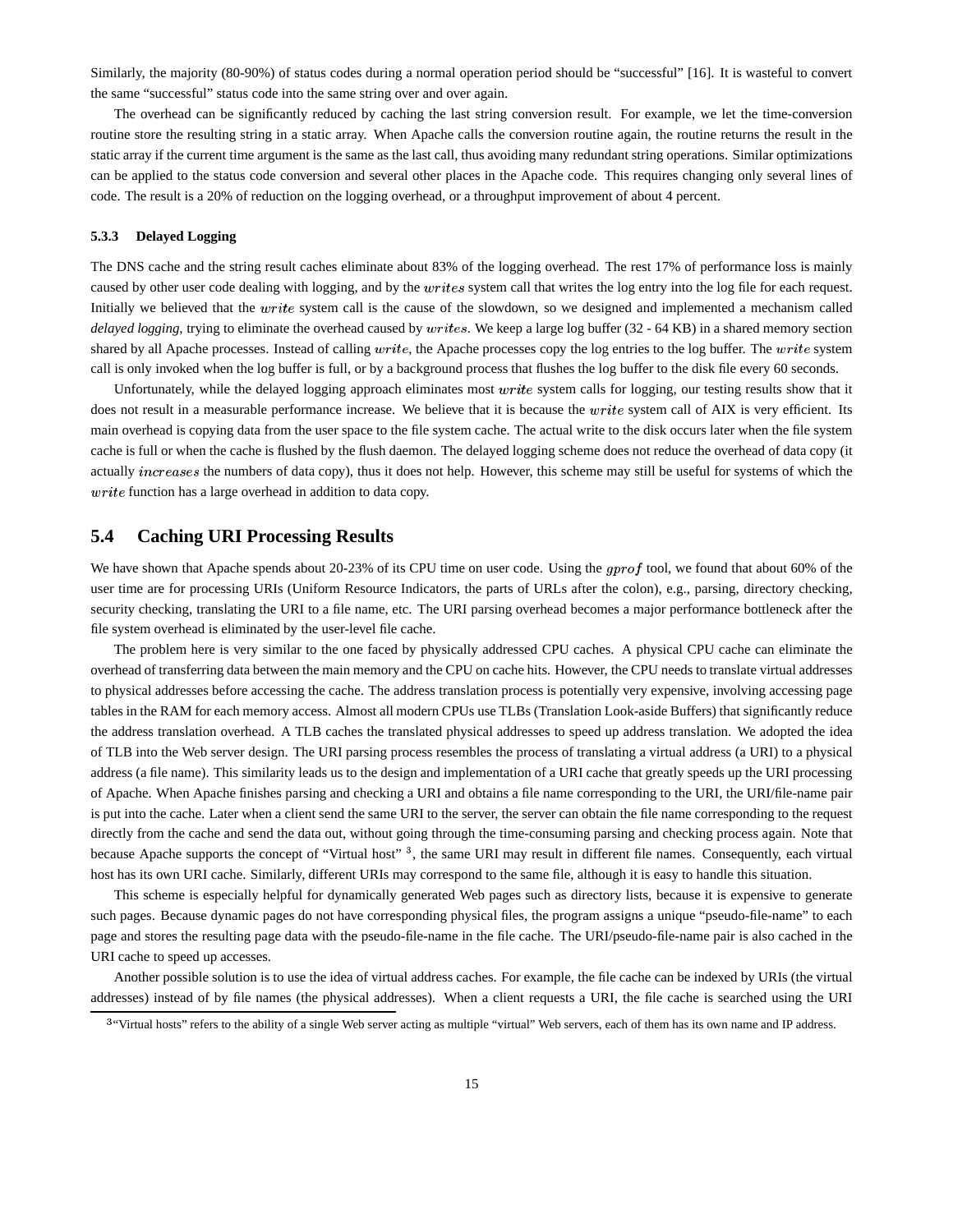Similarly, the majority (80-90%) of status codes during a normal operation period should be "successful" [16]. It is wasteful to convert the same "successful" status code into the same string over and over again.

The overhead can be significantly reduced by caching the last string conversion result. For example, we let the time-conversion routine store the resulting string in a static array. When Apache calls the conversion routine again, the routine returns the result in the static array if the current time argument is the same as the last call, thus avoiding many redundant string operations. Similar optimizations can be applied to the status code conversion and several other places in the Apache code. This requires changing only several lines of code. The result is a 20% of reduction on the logging overhead, or a throughput improvement of about 4 percent.

#### 5.3.3 Delayed Logging

The DNS cache and the string result caches eliminate about 83% of the logging overhead. The rest 17% of performance loss is mainly caused by other user code dealing with logging, and by the $writes$ system call that writes the log entry into the log file for each request. Initially we believed that the $write$ system call is the cause of the slowdown, so we designed and implemented a mechanism called *delayed logging*, trying to eliminate the overhead caused by $writes$. We keep a large log buffer (32 - 64 KB) in a shared memory section shared by all Apache processes. Instead of calling $write$, the Apache processes copy the log entries to the log buffer. The $write$ system call is only invoked when the log buffer is full, or by a background process that flushes the log buffer to the disk file every 60 seconds.

Unfortunately, while the delayed logging approach eliminates most $write$ system calls for logging, our testing results show that it does not result in a measurable performance increase. We believe that it is because the $write$ system call of AIX is very efficient. Its main overhead is copying data from the user space to the file system cache. The actual write to the disk occurs later when the file system cache is full or when the cache is flushed by the flush daemon. The delayed logging scheme does not reduce the overhead of data copy (it actually $increases$ the numbers of data copy), thus it does not help. However, this scheme may still be useful for systems of which the $write$ function has a large overhead in addition to data copy.

### 5.4 Caching URI Processing Results

We have shown that Apache spends about 20-23% of its CPU time on user code. Using the $gprof$ tool, we found that about 60% of the user time are for processing URIs (Uniform Resource Indicators, the parts of URLs after the colon), e.g., parsing, directory checking, security checking, translating the URI to a file name, etc. The URI parsing overhead becomes a major performance bottleneck after the file system overhead is eliminated by the user-level file cache.

The problem here is very similar to the one faced by physically addressed CPU caches. A physical CPU cache can eliminate the overhead of transferring data between the main memory and the CPU on cache hits. However, the CPU needs to translate virtual addresses to physical addresses before accessing the cache. The address translation process is potentially very expensive, involving accessing page tables in the RAM for each memory access. Almost all modern CPUs use TLBs (Translation Look-aside Buffers) that significantly reduce the address translation overhead. A TLB caches the translated physical addresses to speed up address translation. We adopted the idea of TLB into the Web server design. The URI parsing process resembles the process of translating a virtual address (a URI) to a physical address (a file name). This similarity leads us to the design and implementation of a URI cache that greatly speeds up the URI processing of Apache. When Apache finishes parsing and checking a URI and obtains a file name corresponding to the URI, the URI/file-name pair is put into the cache. Later when a client send the same URI to the server, the server can obtain the file name corresponding to the request directly from the cache and send the data out, without going through the time-consuming parsing and checking process again. Note that because Apache supports the concept of "Virtual host" [3], the same URI may result in different file names. Consequently, each virtual host has its own URI cache. Similarly, different URIs may correspond to the same file, although it is easy to handle this situation.

This scheme is especially helpful for dynamically generated Web pages such as directory lists, because it is expensive to generate such pages. Because dynamic pages do not have corresponding physical files, the program assigns a unique "pseudo-file-name" to each page and stores the resulting page data with the pseudo-file-name in the file cache. The URI/pseudo-file-name pair is also cached in the URI cache to speed up accesses.

Another possible solution is to use the idea of virtual address caches. For example, the file cache can be indexed by URIs (the virtual addresses) instead of by file names (the physical addresses). When a client requests a URI, the file cache is searched using the URI

[3] "Virtual hosts" refers to the ability of a single Web server acting as multiple "virtual" Web servers, each of them has its own name and IP address.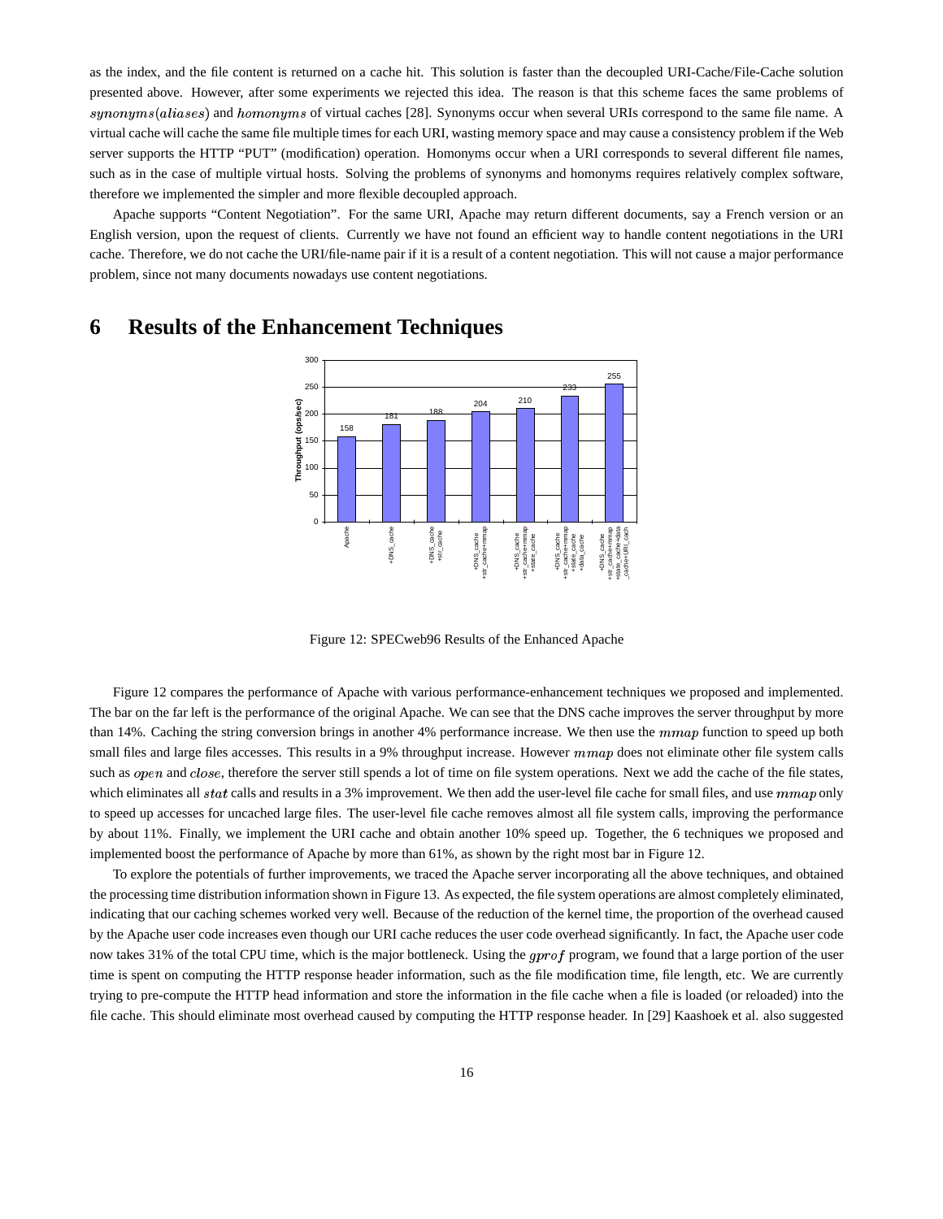as the index, and the file content is returned on a cache hit. This solution is faster than the decoupled URI-Cache/File-Cache solution presented above. However, after some experiments we rejected this idea. The reason is that this scheme faces the same problems of $synonyms(aliases)$ and $homonyms$ of virtual caches [28]. Synonyms occur when several URIs correspond to the same file name. A virtual cache will cache the same file multiple times for each URI, wasting memory space and may cause a consistency problem if the Web server supports the HTTP "PUT" (modification) operation. Homonyms occur when a URI corresponds to several different file names, such as in the case of multiple virtual hosts. Solving the problems of synonyms and homonyms requires relatively complex software, therefore we implemented the simpler and more flexible decoupled approach.

Apache supports "Content Negotiation". For the same URI, Apache may return different documents, say a French version or an English version, upon the request of clients. Currently we have not found an efficient way to handle content negotiations in the URI cache. Therefore, we do not cache the URI/file-name pair if it is a result of a content negotiation. This will not cause a major performance problem, since not many documents nowadays use content negotiations.

# 6 Results of the Enhancement Techniques

| Configuration | Throughput (ops/sec) |
|---|---|
| Apache | 158 |
| +DNS_cache | 181 |
| +DNS_cache +str_cache | 188 |
| +DNS_cache +str_cache+mmap | 204 |
| +DNS_cache +str_cache+mmap +state_cache | 210 |
| +DNS_cache +str_cache+mmap +state_cache +data_cache | 233 |
| +DNS_cache +str_cache+mmap +state_cache+data _cache+URI_cach | 255 |

Figure 12: SPECweb96 Results of the Enhanced Apache

Figure 12 compares the performance of Apache with various performance-enhancement techniques we proposed and implemented. The bar on the far left is the performance of the original Apache. We can see that the DNS cache improves the server throughput by more than 14%. Caching the string conversion brings in another 4% performance increase. We then use the $mmap$ function to speed up both small files and large files accesses. This results in a 9% throughput increase. However $mmap$ does not eliminate other file system calls such as $open$ and $close$, therefore the server still spends a lot of time on file system operations. Next we add the cache of the file states, which eliminates all $stat$ calls and results in a 3% improvement. We then add the user-level file cache for small files, and use $mmap$ only to speed up accesses for uncached large files. The user-level file cache removes almost all file system calls, improving the performance by about 11%. Finally, we implement the URI cache and obtain another 10% speed up. Together, the 6 techniques we proposed and implemented boost the performance of Apache by more than 61%, as shown by the right most bar in Figure 12.

To explore the potentials of further improvements, we traced the Apache server incorporating all the above techniques, and obtained the processing time distribution information shown in Figure 13. As expected, the file system operations are almost completely eliminated, indicating that our caching schemes worked very well. Because of the reduction of the kernel time, the proportion of the overhead caused by the Apache user code increases even though our URI cache reduces the user code overhead significantly. In fact, the Apache user code now takes 31% of the total CPU time, which is the major bottleneck. Using the $gprof$ program, we found that a large portion of the user time is spent on computing the HTTP response header information, such as the file modification time, file length, etc. We are currently trying to pre-compute the HTTP head information and store the information in the file cache when a file is loaded (or reloaded) into the file cache. This should eliminate most overhead caused by computing the HTTP response header. In [29] Kaashoek et al. also suggested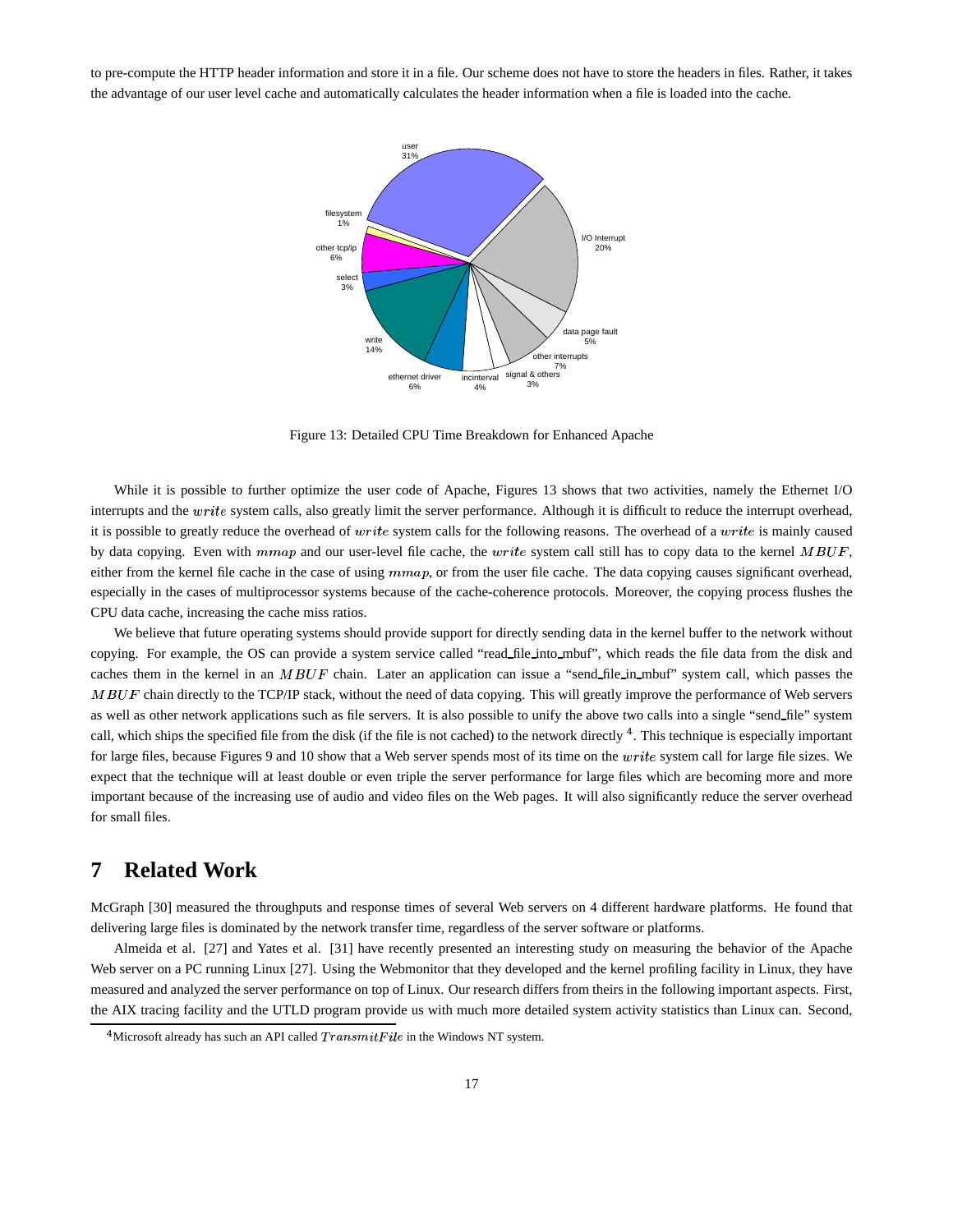to pre-compute the HTTP header information and store it in a file. Our scheme does not have to store the headers in files. Rather, it takes the advantage of our user level cache and automatically calculates the header information when a file is loaded into the cache.

Figure 13: Detailed CPU Time Breakdown for Enhanced Apache

While it is possible to further optimize the user code of Apache, Figures 13 shows that two activities, namely the Ethernet I/O interrupts and the $write$ system calls, also greatly limit the server performance. Although it is difficult to reduce the interrupt overhead, it is possible to greatly reduce the overhead of $write$ system calls for the following reasons. The overhead of a $write$ is mainly caused by data copying. Even with $mmap$ and our user-level file cache, the $write$ system call still has to copy data to the kernel $MBUF$, either from the kernel file cache in the case of using $mmap$, or from the user file cache. The data copying causes significant overhead, especially in the cases of multiprocessor systems because of the cache-coherence protocols. Moreover, the copying process flushes the CPU data cache, increasing the cache miss ratios.

We believe that future operating systems should provide support for directly sending data in the kernel buffer to the network without copying. For example, the OS can provide a system service called "read_file_into_mbuf", which reads the file data from the disk and caches them in the kernel in an $MBUF$ chain. Later an application can issue a "send_file_in_mbuf" system call, which passes the $MBUF$ chain directly to the TCP/IP stack, without the need of data copying. This will greatly improve the performance of Web servers as well as other network applications such as file servers. It is also possible to unify the above two calls into a single "send_file" system call, which ships the specified file from the disk (if the file is not cached) to the network directly [4]. This technique is especially important for large files, because Figures 9 and 10 show that a Web server spends most of its time on the $write$ system call for large file sizes. We expect that the technique will at least double or even triple the server performance for large files which are becoming more and more important because of the increasing use of audio and video files on the Web pages. It will also significantly reduce the server overhead for small files.

# 7 Related Work

McGraph [30] measured the throughputs and response times of several Web servers on 4 different hardware platforms. He found that delivering large files is dominated by the network transfer time, regardless of the server software or platforms.

Almeida et al. [27] and Yates et al. [31] have recently presented an interesting study on measuring the behavior of the Apache Web server on a PC running Linux [27]. Using the Webmonitor that they developed and the kernel profiling facility in Linux, they have measured and analyzed the server performance on top of Linux. Our research differs from theirs in the following important aspects. First, the AIX tracing facility and the UTLD program provide us with much more detailed system activity statistics than Linux can. Second,

[4] Microsoft already has such an API called $TransmitFile$ in the Windows NT system.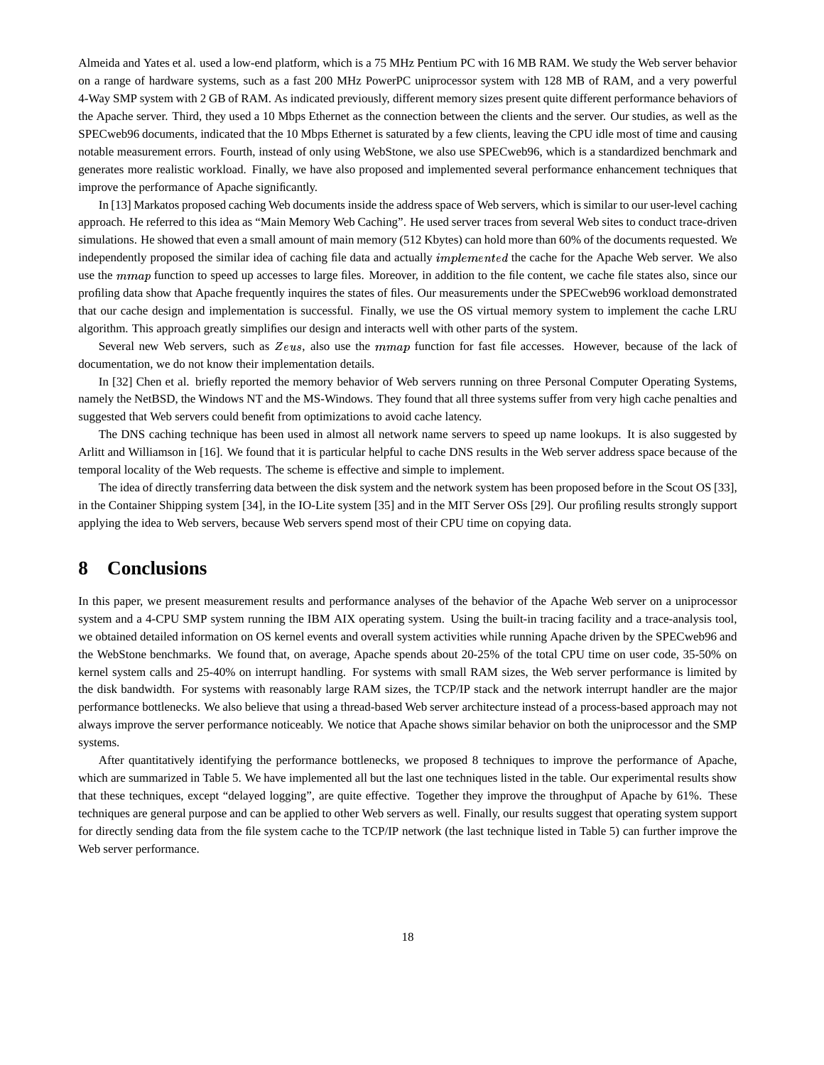Almeida and Yates et al. used a low-end platform, which is a 75 MHz Pentium PC with 16 MB RAM. We study the Web server behavior on a range of hardware systems, such as a fast 200 MHz PowerPC uniprocessor system with 128 MB of RAM, and a very powerful 4-Way SMP system with 2 GB of RAM. As indicated previously, different memory sizes present quite different performance behaviors of the Apache server. Third, they used a 10 Mbps Ethernet as the connection between the clients and the server. Our studies, as well as the SPECweb96 documents, indicated that the 10 Mbps Ethernet is saturated by a few clients, leaving the CPU idle most of time and causing notable measurement errors. Fourth, instead of only using WebStone, we also use SPECweb96, which is a standardized benchmark and generates more realistic workload. Finally, we have also proposed and implemented several performance enhancement techniques that improve the performance of Apache significantly.

In [13] Markatos proposed caching Web documents inside the address space of Web servers, which is similar to our user-level caching approach. He referred to this idea as "Main Memory Web Caching". He used server traces from several Web sites to conduct trace-driven simulations. He showed that even a small amount of main memory (512 Kbytes) can hold more than 60% of the documents requested. We independently proposed the similar idea of caching file data and actually $implemented$ the cache for the Apache Web server. We also use the $mmap$ function to speed up accesses to large files. Moreover, in addition to the file content, we cache file states also, since our profiling data show that Apache frequently inquires the states of files. Our measurements under the SPECweb96 workload demonstrated that our cache design and implementation is successful. Finally, we use the OS virtual memory system to implement the cache LRU algorithm. This approach greatly simplifies our design and interacts well with other parts of the system.

Several new Web servers, such as $Zeus$, also use the $mmap$ function for fast file accesses. However, because of the lack of documentation, we do not know their implementation details.

In [32] Chen et al. briefly reported the memory behavior of Web servers running on three Personal Computer Operating Systems, namely the NetBSD, the Windows NT and the MS-Windows. They found that all three systems suffer from very high cache penalties and suggested that Web servers could benefit from optimizations to avoid cache latency.

The DNS caching technique has been used in almost all network name servers to speed up name lookups. It is also suggested by Arlitt and Williamson in [16]. We found that it is particular helpful to cache DNS results in the Web server address space because of the temporal locality of the Web requests. The scheme is effective and simple to implement.

The idea of directly transferring data between the disk system and the network system has been proposed before in the Scout OS [33], in the Container Shipping system [34], in the IO-Lite system [35] and in the MIT Server OSs [29]. Our profiling results strongly support applying the idea to Web servers, because Web servers spend most of their CPU time on copying data.

# 8 Conclusions

In this paper, we present measurement results and performance analyses of the behavior of the Apache Web server on a uniprocessor system and a 4-CPU SMP system running the IBM AIX operating system. Using the built-in tracing facility and a trace-analysis tool, we obtained detailed information on OS kernel events and overall system activities while running Apache driven by the SPECweb96 and the WebStone benchmarks. We found that, on average, Apache spends about 20-25% of the total CPU time on user code, 35-50% on kernel system calls and 25-40% on interrupt handling. For systems with small RAM sizes, the Web server performance is limited by the disk bandwidth. For systems with reasonably large RAM sizes, the TCP/IP stack and the network interrupt handler are the major performance bottlenecks. We also believe that using a thread-based Web server architecture instead of a process-based approach may not always improve the server performance noticeably. We notice that Apache shows similar behavior on both the uniprocessor and the SMP systems.

After quantitatively identifying the performance bottlenecks, we proposed 8 techniques to improve the performance of Apache, which are summarized in Table 5. We have implemented all but the last one techniques listed in the table. Our experimental results show that these techniques, except "delayed logging", are quite effective. Together they improve the throughput of Apache by 61%. These techniques are general purpose and can be applied to other Web servers as well. Finally, our results suggest that operating system support for directly sending data from the file system cache to the TCP/IP network (the last technique listed in Table 5) can further improve the Web server performance.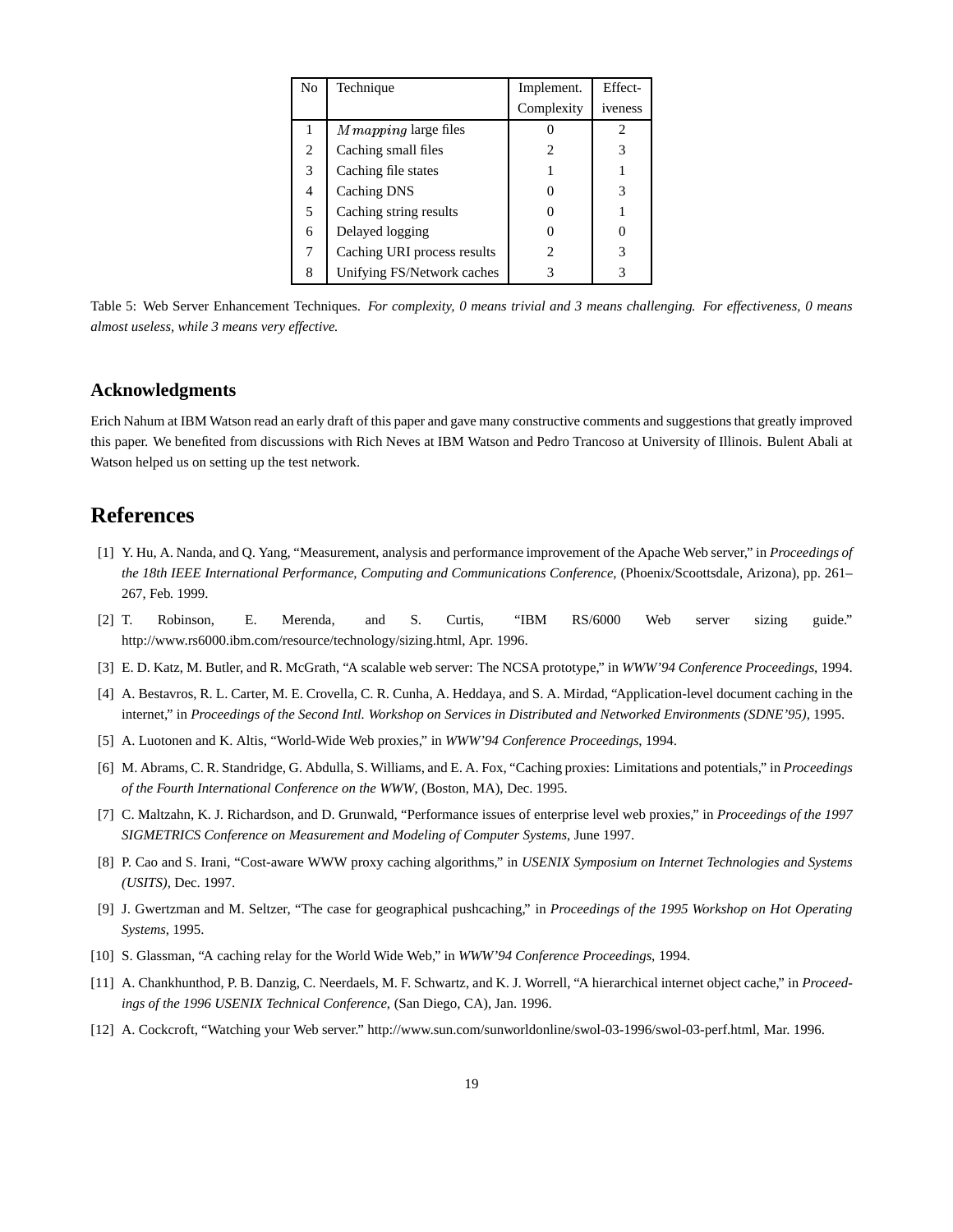| No | Technique | Implement. Complexity | Effect-iveness |
|---|---|---|---|
| 1 | $Mmapping$ large files | 0 | 2 |
| 2 | Caching small files | 2 | 3 |
| 3 | Caching file states | 1 | 1 |
| 4 | Caching DNS | 0 | 3 |
| 5 | Caching string results | 0 | 1 |
| 6 | Delayed logging | 0 | 0 |
| 7 | Caching URI process results | 2 | 3 |
| 8 | Unifying FS/Network caches | 3 | 3 |

Table 5: Web Server Enhancement Techniques. *For complexity, 0 means trivial and 3 means challenging. For effectiveness, 0 means almost useless, while 3 means very effective.*

### Acknowledgments

Erich Nahum at IBM Watson read an early draft of this paper and gave many constructive comments and suggestions that greatly improved this paper. We benefited from discussions with Rich Neves at IBM Watson and Pedro Trancoso at University of Illinois. Bulent Abali at Watson helped us on setting up the test network.

## References

[1] Y. Hu, A. Nanda, and Q. Yang, "Measurement, analysis and performance improvement of the Apache Web server," in *Proceedings of the 18th IEEE International Performance, Computing and Communications Conference*, (Phoenix/Scoottsdale, Arizona), pp. 261–267, Feb. 1999.

[2] T. Robinson, E. Merenda, and S. Curtis, "IBM RS/6000 Web server sizing guide." http://www.rs6000.ibm.com/resource/technology/sizing.html, Apr. 1996.

[3] E. D. Katz, M. Butler, and R. McGrath, "A scalable web server: The NCSA prototype," in *WWW'94 Conference Proceedings*, 1994.

[4] A. Bestavros, R. L. Carter, M. E. Crovella, C. R. Cunha, A. Heddaya, and S. A. Mirdad, "Application-level document caching in the internet," in *Proceedings of the Second Intl. Workshop on Services in Distributed and Networked Environments (SDNE'95)*, 1995.

[5] A. Luotonen and K. Altis, "World-Wide Web proxies," in *WWW'94 Conference Proceedings*, 1994.

[6] M. Abrams, C. R. Standridge, G. Abdulla, S. Williams, and E. A. Fox, "Caching proxies: Limitations and potentials," in *Proceedings of the Fourth International Conference on the WWW*, (Boston, MA), Dec. 1995.

[7] C. Maltzahn, K. J. Richardson, and D. Grunwald, "Performance issues of enterprise level web proxies," in *Proceedings of the 1997 SIGMETRICS Conference on Measurement and Modeling of Computer Systems*, June 1997.

[8] P. Cao and S. Irani, "Cost-aware WWW proxy caching algorithms," in *USENIX Symposium on Internet Technologies and Systems (USITS)*, Dec. 1997.

[9] J. Gwertzman and M. Seltzer, "The case for geographical pushcaching," in *Proceedings of the 1995 Workshop on Hot Operating Systems*, 1995.

[10] S. Glassman, "A caching relay for the World Wide Web," in *WWW'94 Conference Proceedings*, 1994.

[11] A. Chankhunthod, P. B. Danzig, C. Neerdaels, M. F. Schwartz, and K. J. Worrell, "A hierarchical internet object cache," in *Proceedings of the 1996 USENIX Technical Conference*, (San Diego, CA), Jan. 1996.

[12] A. Cockcroft, "Watching your Web server." http://www.sun.com/sunworldonline/swol-03-1996/swol-03-perf.html, Mar. 1996.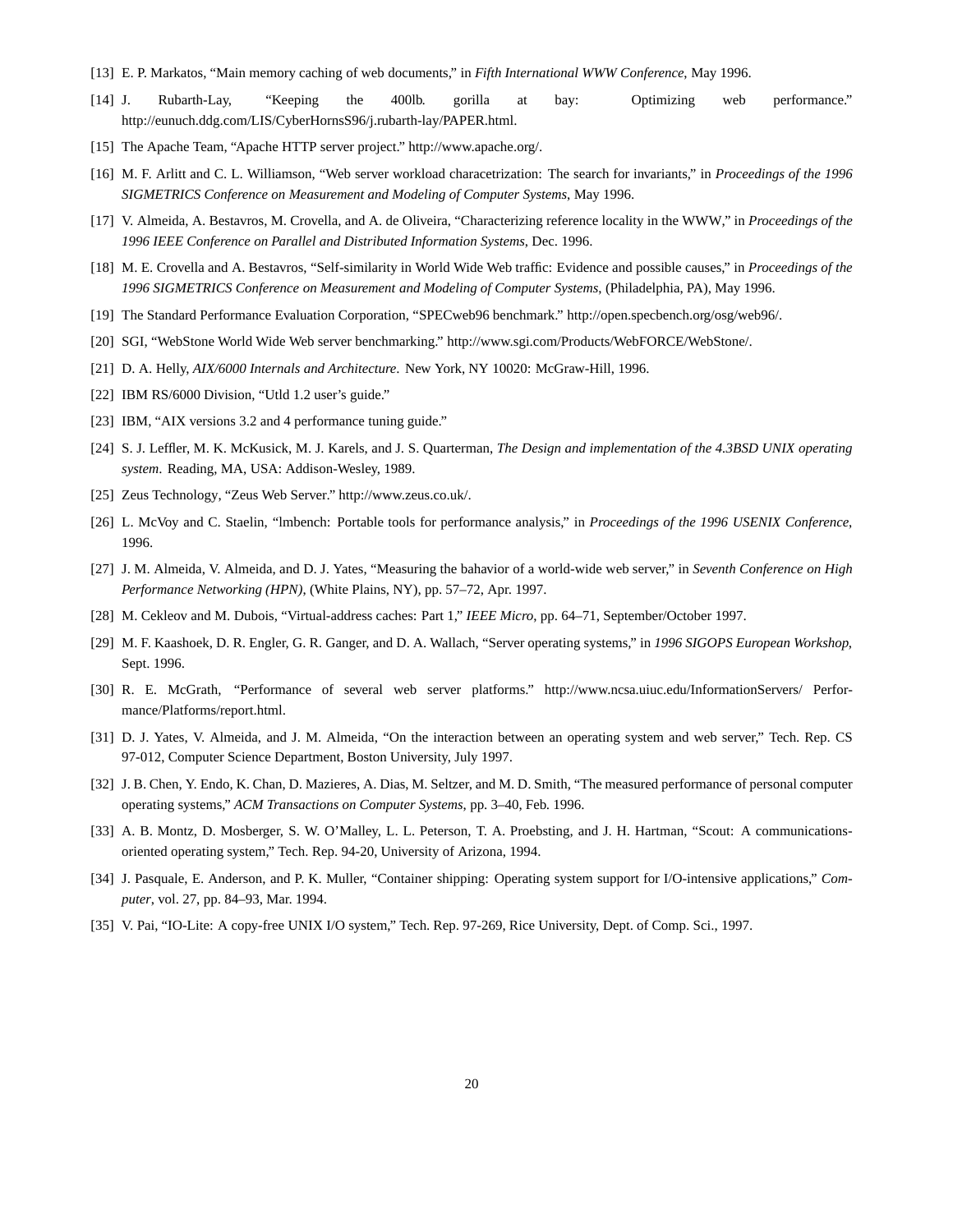[13] E. P. Markatos, "Main memory caching of web documents," in *Fifth International WWW Conference*, May 1996.

[14] J. Rubarth-Lay, "Keeping the 400lb. gorilla at bay: Optimizing web performance." http://eunuch.ddg.com/LIS/CyberHornsS96/j.rubarth-lay/PAPER.html.

[15] The Apache Team, "Apache HTTP server project." http://www.apache.org/.

[16] M. F. Arlitt and C. L. Williamson, "Web server workload characetrization: The search for invariants," in *Proceedings of the 1996 SIGMETRICS Conference on Measurement and Modeling of Computer Systems*, May 1996.

[17] V. Almeida, A. Bestavros, M. Crovella, and A. de Oliveira, "Characterizing reference locality in the WWW," in *Proceedings of the 1996 IEEE Conference on Parallel and Distributed Information Systems*, Dec. 1996.

[18] M. E. Crovella and A. Bestavros, "Self-similarity in World Wide Web traffic: Evidence and possible causes," in *Proceedings of the 1996 SIGMETRICS Conference on Measurement and Modeling of Computer Systems*, (Philadelphia, PA), May 1996.

[19] The Standard Performance Evaluation Corporation, "SPECweb96 benchmark." http://open.specbench.org/osg/web96/.

[20] SGI, "WebStone World Wide Web server benchmarking." http://www.sgi.com/Products/WebFORCE/WebStone/.

[21] D. A. Helly, *AIX/6000 Internals and Architecture*. New York, NY 10020: McGraw-Hill, 1996.

[22] IBM RS/6000 Division, "Utld 1.2 user's guide."

[23] IBM, "AIX versions 3.2 and 4 performance tuning guide."

[24] S. J. Leffler, M. K. McKusick, M. J. Karels, and J. S. Quarterman, *The Design and implementation of the 4.3BSD UNIX operating system*. Reading, MA, USA: Addison-Wesley, 1989.

[25] Zeus Technology, "Zeus Web Server." http://www.zeus.co.uk/.

[26] L. McVoy and C. Staelin, "lmbench: Portable tools for performance analysis," in *Proceedings of the 1996 USENIX Conference*, 1996.

[27] J. M. Almeida, V. Almeida, and D. J. Yates, "Measuring the bahavior of a world-wide web server," in *Seventh Conference on High Performance Networking (HPN)*, (White Plains, NY), pp. 57–72, Apr. 1997.

[28] M. Cekleov and M. Dubois, "Virtual-address caches: Part 1," *IEEE Micro*, pp. 64–71, September/October 1997.

[29] M. F. Kaashoek, D. R. Engler, G. R. Ganger, and D. A. Wallach, "Server operating systems," in *1996 SIGOPS European Workshop*, Sept. 1996.

[30] R. E. McGrath, "Performance of several web server platforms." http://www.ncsa.uiuc.edu/InformationServers/Performance/Platforms/report.html.

[31] D. J. Yates, V. Almeida, and J. M. Almeida, "On the interaction between an operating system and web server," Tech. Rep. CS 97-012, Computer Science Department, Boston University, July 1997.

[32] J. B. Chen, Y. Endo, K. Chan, D. Mazieres, A. Dias, M. Seltzer, and M. D. Smith, "The measured performance of personal computer operating systems," *ACM Transactions on Computer Systems*, pp. 3–40, Feb. 1996.

[33] A. B. Montz, D. Mosberger, S. W. O'Malley, L. L. Peterson, T. A. Proebsting, and J. H. Hartman, "Scout: A communications-oriented operating system," Tech. Rep. 94-20, University of Arizona, 1994.

[34] J. Pasquale, E. Anderson, and P. K. Muller, "Container shipping: Operating system support for I/O-intensive applications," *Computer*, vol. 27, pp. 84–93, Mar. 1994.

[35] V. Pai, "IO-Lite: A copy-free UNIX I/O system," Tech. Rep. 97-269, Rice University, Dept. of Comp. Sci., 1997.